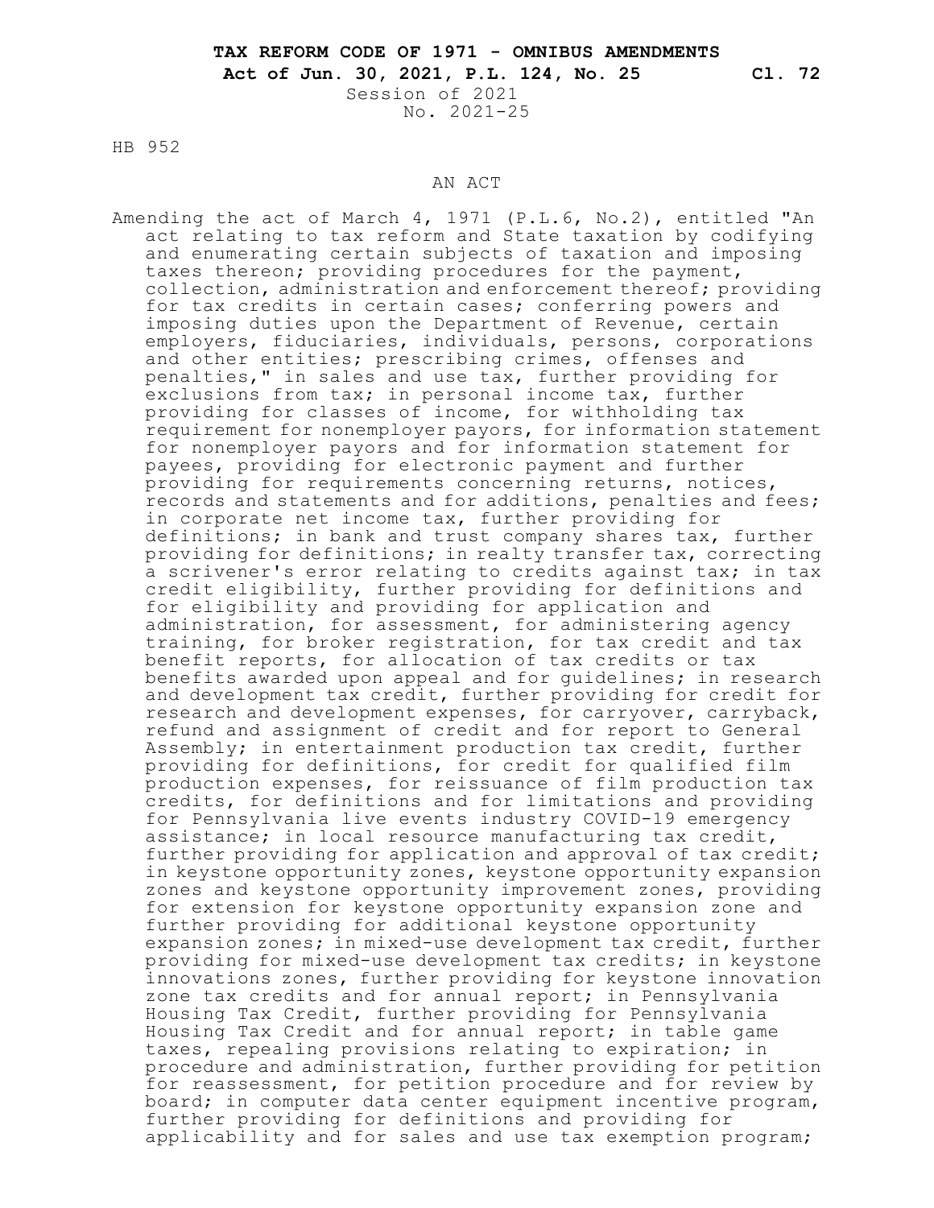# TAX REFORM CODE OF 1971 - OMNIBUS AMENDMENTS

**Act of Jun. 30, 2021, P.L. 124, No. 25** **Cl. 72**

Session of 2021
No. 2021-25

HB 952

AN ACT

Amending the act of March 4, 1971 (P.L.6, No.2), entitled "An act relating to tax reform and State taxation by codifying and enumerating certain subjects of taxation and imposing taxes thereon; providing procedures for the payment, collection, administration and enforcement thereof; providing for tax credits in certain cases; conferring powers and imposing duties upon the Department of Revenue, certain employers, fiduciaries, individuals, persons, corporations and other entities; prescribing crimes, offenses and penalties," in sales and use tax, further providing for exclusions from tax; in personal income tax, further providing for classes of income, for withholding tax requirement for nonemployer payors, for information statement for nonemployer payors and for information statement for payees, providing for electronic payment and further providing for requirements concerning returns, notices, records and statements and for additions, penalties and fees; in corporate net income tax, further providing for definitions; in bank and trust company shares tax, further providing for definitions; in realty transfer tax, correcting a scrivener's error relating to credits against tax; in tax credit eligibility, further providing for definitions and for eligibility and providing for application and administration, for assessment, for administering agency training, for broker registration, for tax credit and tax benefit reports, for allocation of tax credits or tax benefits awarded upon appeal and for guidelines; in research and development tax credit, further providing for credit for research and development expenses, for carryover, carryback, refund and assignment of credit and for report to General Assembly; in entertainment production tax credit, further providing for definitions, for credit for qualified film production expenses, for reissuance of film production tax credits, for definitions and for limitations and providing for Pennsylvania live events industry COVID-19 emergency assistance; in local resource manufacturing tax credit, further providing for application and approval of tax credit; in keystone opportunity zones, keystone opportunity expansion zones and keystone opportunity improvement zones, providing for extension for keystone opportunity expansion zone and further providing for additional keystone opportunity expansion zones; in mixed-use development tax credit, further providing for mixed-use development tax credits; in keystone innovations zones, further providing for keystone innovation zone tax credits and for annual report; in Pennsylvania Housing Tax Credit, further providing for Pennsylvania Housing Tax Credit and for annual report; in table game taxes, repealing provisions relating to expiration; in procedure and administration, further providing for petition for reassessment, for petition procedure and for review by board; in computer data center equipment incentive program, further providing for definitions and providing for applicability and for sales and use tax exemption program;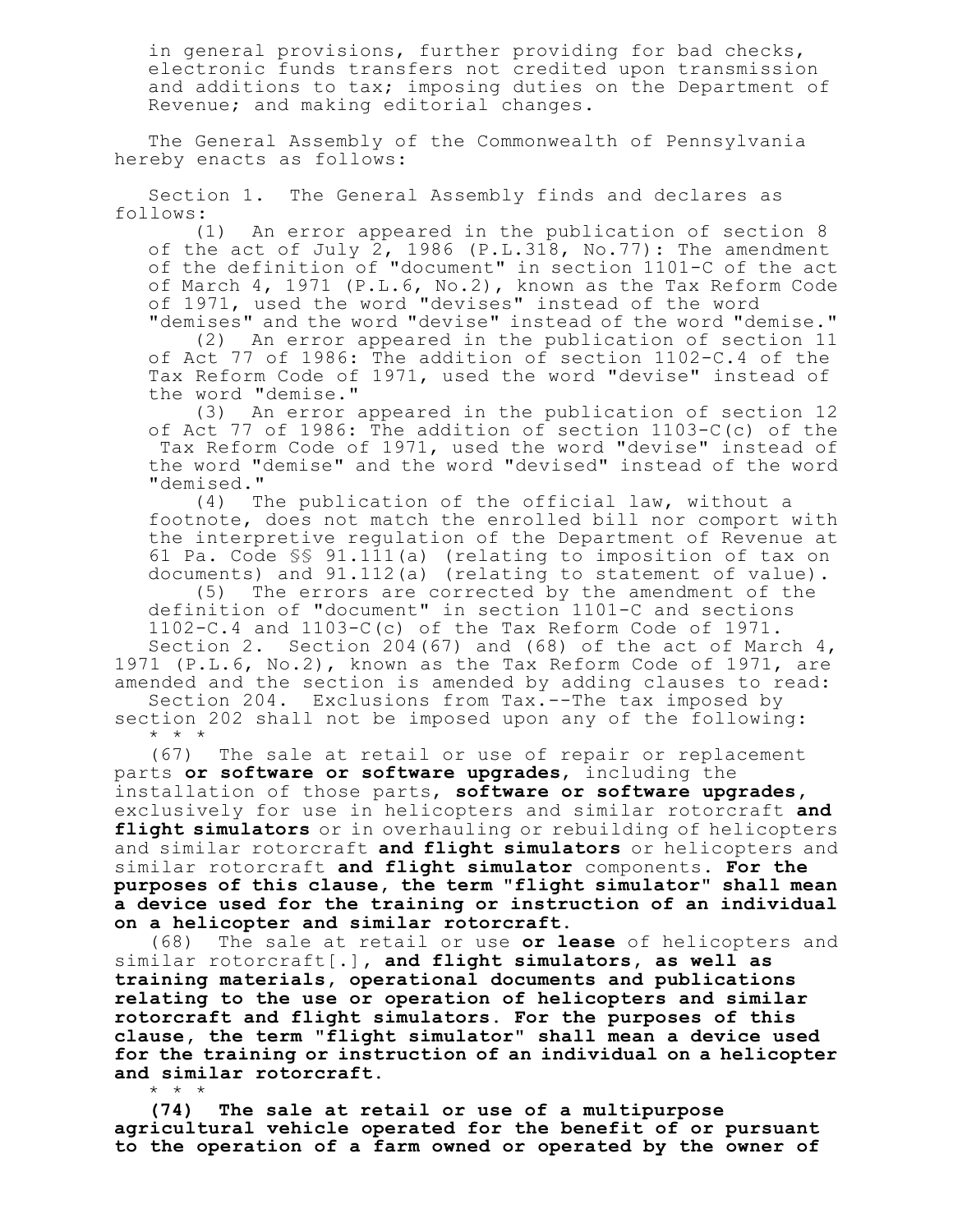in general provisions, further providing for bad checks, electronic funds transfers not credited upon transmission and additions to tax; imposing duties on the Department of Revenue; and making editorial changes.

The General Assembly of the Commonwealth of Pennsylvania hereby enacts as follows:

Section 1. The General Assembly finds and declares as follows:

(1) An error appeared in the publication of section 8 of the act of July 2, 1986 (P.L.318, No.77): The amendment of the definition of "document" in section 1101-C of the act of March 4, 1971 (P.L.6, No.2), known as the Tax Reform Code of 1971, used the word "devises" instead of the word "demises" and the word "devise" instead of the word "demise."

(2) An error appeared in the publication of section 11 of Act 77 of 1986: The addition of section 1102-C.4 of the Tax Reform Code of 1971, used the word "devise" instead of the word "demise."

(3) An error appeared in the publication of section 12 of Act 77 of 1986: The addition of section 1103-C(c) of the Tax Reform Code of 1971, used the word "devise" instead of the word "demise" and the word "devised" instead of the word "demised."

(4) The publication of the official law, without a footnote, does not match the enrolled bill nor comport with the interpretive regulation of the Department of Revenue at 61 Pa. Code §§ 91.111(a) (relating to imposition of tax on documents) and 91.112(a) (relating to statement of value).

(5) The errors are corrected by the amendment of the definition of "document" in section 1101-C and sections 1102-C.4 and 1103-C(c) of the Tax Reform Code of 1971.

Section 2. Section 204(67) and (68) of the act of March 4, 1971 (P.L.6, No.2), known as the Tax Reform Code of 1971, are amended and the section is amended by adding clauses to read:

Section 204. Exclusions from Tax.--The tax imposed by section 202 shall not be imposed upon any of the following:

\* \* \*

(67) The sale at retail or use of repair or replacement parts **or software or software upgrades**, including the installation of those parts**, software or software upgrades,** exclusively for use in helicopters and similar rotorcraft **and flight simulators** or in overhauling or rebuilding of helicopters and similar rotorcraft **and flight simulators** or helicopters and similar rotorcraft **and flight simulator** components. **For the purposes of this clause, the term "flight simulator" shall mean a device used for the training or instruction of an individual on a helicopter and similar rotorcraft.**

(68) The sale at retail or use **or lease** of helicopters and similar rotorcraft[.]**, and flight simulators, as well as training materials, operational documents and publications relating to the use or operation of helicopters and similar rotorcraft and flight simulators. For the purposes of this clause, the term "flight simulator" shall mean a device used for the training or instruction of an individual on a helicopter and similar rotorcraft.**

\* \* \*

**(74) The sale at retail or use of a multipurpose agricultural vehicle operated for the benefit of or pursuant to the operation of a farm owned or operated by the owner of**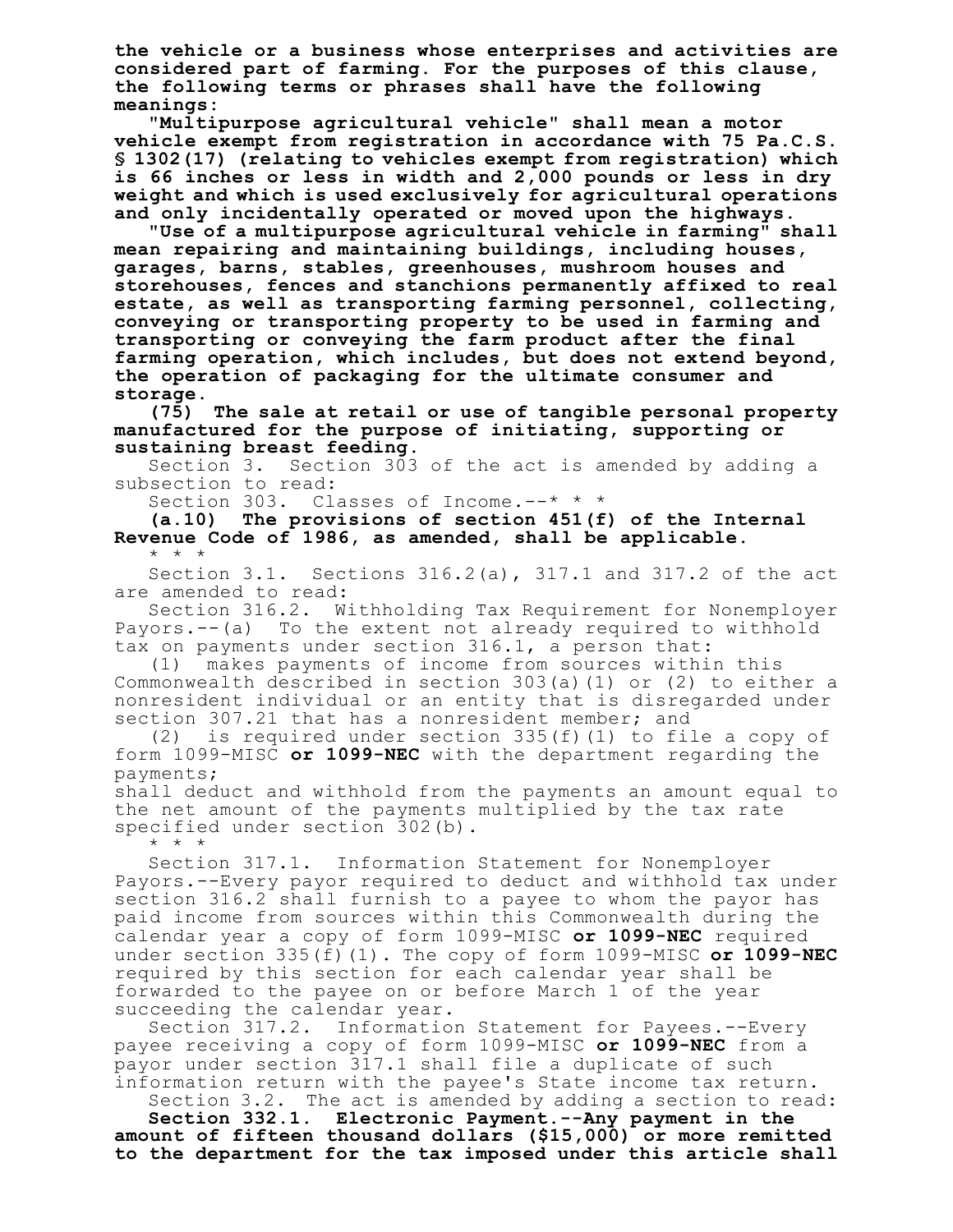**the vehicle or a business whose enterprises and activities are considered part of farming. For the purposes of this clause, the following terms or phrases shall have the following meanings:**

**"Multipurpose agricultural vehicle" shall mean a motor vehicle exempt from registration in accordance with 75 Pa.C.S. § 1302(17) (relating to vehicles exempt from registration) which is 66 inches or less in width and 2,000 pounds or less in dry weight and which is used exclusively for agricultural operations and only incidentally operated or moved upon the highways.**

**"Use of a multipurpose agricultural vehicle in farming" shall mean repairing and maintaining buildings, including houses, garages, barns, stables, greenhouses, mushroom houses and storehouses, fences and stanchions permanently affixed to real estate, as well as transporting farming personnel, collecting, conveying or transporting property to be used in farming and transporting or conveying the farm product after the final farming operation, which includes, but does not extend beyond, the operation of packaging for the ultimate consumer and storage.**

**(75) The sale at retail or use of tangible personal property manufactured for the purpose of initiating, supporting or sustaining breast feeding.**

Section 3. Section 303 of the act is amended by adding a subsection to read:

Section 303. Classes of Income.--* * *

**(a.10) The provisions of section 451(f) of the Internal Revenue Code of 1986, as amended, shall be applicable.**

* * *

Section 3.1. Sections 316.2(a), 317.1 and 317.2 of the act are amended to read:

Section 316.2. Withholding Tax Requirement for Nonemployer Payors.--(a) To the extent not already required to withhold tax on payments under section 316.1, a person that:

(1) makes payments of income from sources within this Commonwealth described in section 303(a)(1) or (2) to either a nonresident individual or an entity that is disregarded under section 307.21 that has a nonresident member; and

(2) is required under section 335(f)(1) to file a copy of form 1099-MISC **or 1099-NEC** with the department regarding the payments;

shall deduct and withhold from the payments an amount equal to the net amount of the payments multiplied by the tax rate specified under section 302(b).

* * *

Section 317.1. Information Statement for Nonemployer Payors.--Every payor required to deduct and withhold tax under section 316.2 shall furnish to a payee to whom the payor has paid income from sources within this Commonwealth during the calendar year a copy of form 1099-MISC **or 1099-NEC** required under section 335(f)(1). The copy of form 1099-MISC **or 1099-NEC** required by this section for each calendar year shall be forwarded to the payee on or before March 1 of the year succeeding the calendar year.

Section 317.2. Information Statement for Payees.--Every payee receiving a copy of form 1099-MISC **or 1099-NEC** from a payor under section 317.1 shall file a duplicate of such information return with the payee's State income tax return.

Section 3.2. The act is amended by adding a section to read:

**Section 332.1. Electronic Payment.--Any payment in the amount of fifteen thousand dollars ($15,000) or more remitted to the department for the tax imposed under this article shall**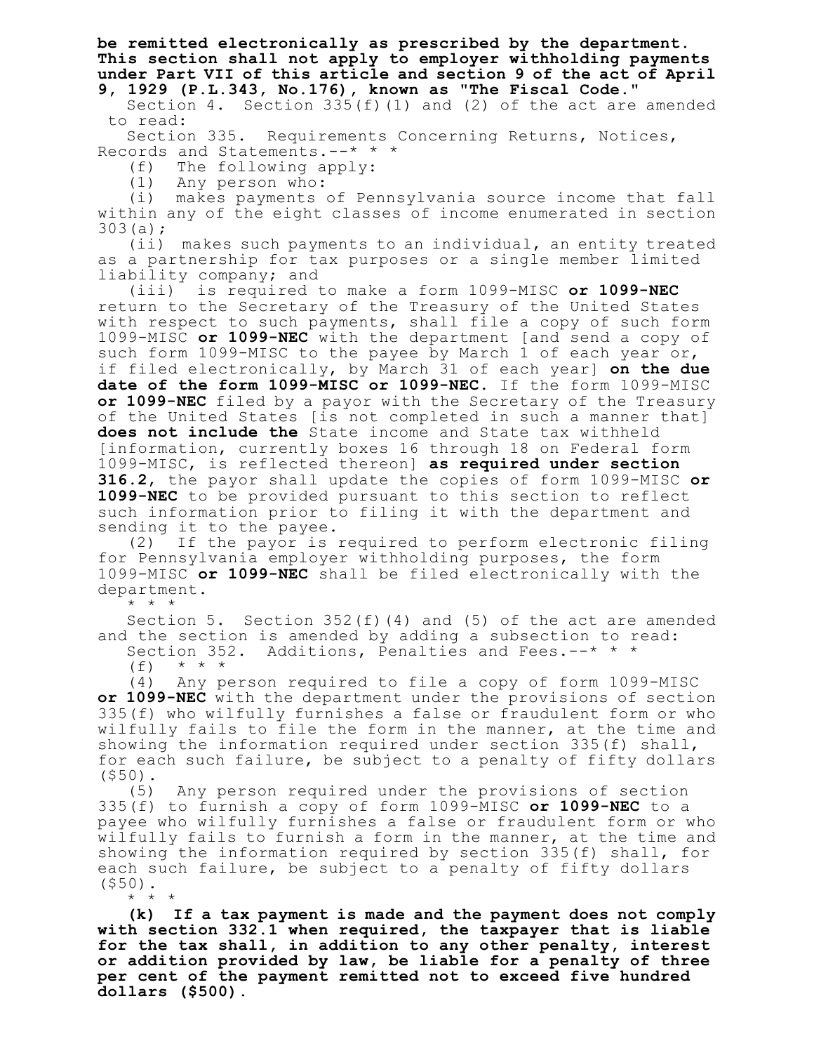**be remitted electronically as prescribed by the department. This section shall not apply to employer withholding payments under Part VII of this article and section 9 of the act of April 9, 1929 (P.L.343, No.176), known as "The Fiscal Code."**

Section 4. Section 335(f)(1) and (2) of the act are amended to read:

Section 335. Requirements Concerning Returns, Notices, Records and Statements.--* * *

(f) The following apply:

(1) Any person who:

(i) makes payments of Pennsylvania source income that fall within any of the eight classes of income enumerated in section 303(a);

(ii) makes such payments to an individual, an entity treated as a partnership for tax purposes or a single member limited liability company; and

(iii) is required to make a form 1099-MISC **or 1099-NEC** return to the Secretary of the Treasury of the United States with respect to such payments, shall file a copy of such form 1099-MISC **or 1099-NEC** with the department [and send a copy of such form 1099-MISC to the payee by March 1 of each year or, if filed electronically, by March 31 of each year] **on the due date of the form 1099-MISC or 1099-NEC.** If the form 1099-MISC **or 1099-NEC** filed by a payor with the Secretary of the Treasury of the United States [is not completed in such a manner that] **does not include the** State income and State tax withheld [information, currently boxes 16 through 18 on Federal form 1099-MISC, is reflected thereon] **as required under section 316.2**, the payor shall update the copies of form 1099-MISC **or 1099-NEC** to be provided pursuant to this section to reflect such information prior to filing it with the department and sending it to the payee.

(2) If the payor is required to perform electronic filing for Pennsylvania employer withholding purposes, the form 1099-MISC **or 1099-NEC** shall be filed electronically with the department.

* * *

Section 5. Section 352(f)(4) and (5) of the act are amended and the section is amended by adding a subsection to read:

Section 352. Additions, Penalties and Fees.--* * *

(f) * * *

(4) Any person required to file a copy of form 1099-MISC **or 1099-NEC** with the department under the provisions of section 335(f) who wilfully furnishes a false or fraudulent form or who wilfully fails to file the form in the manner, at the time and showing the information required under section 335(f) shall, for each such failure, be subject to a penalty of fifty dollars ($50).

(5) Any person required under the provisions of section 335(f) to furnish a copy of form 1099-MISC **or 1099-NEC** to a payee who wilfully furnishes a false or fraudulent form or who wilfully fails to furnish a form in the manner, at the time and showing the information required by section 335(f) shall, for each such failure, be subject to a penalty of fifty dollars ($50).

* * *

**(k) If a tax payment is made and the payment does not comply with section 332.1 when required, the taxpayer that is liable for the tax shall, in addition to any other penalty, interest or addition provided by law, be liable for a penalty of three per cent of the payment remitted not to exceed five hundred dollars ($500).**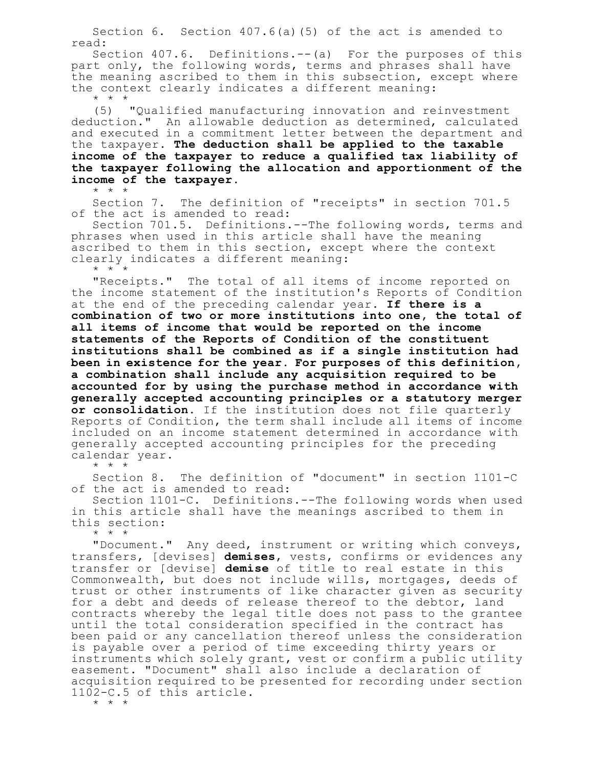Section 6. Section 407.6(a)(5) of the act is amended to read:

Section 407.6. Definitions.--(a) For the purposes of this part only, the following words, terms and phrases shall have the meaning ascribed to them in this subsection, except where the context clearly indicates a different meaning:

\* \* \*

(5) "Qualified manufacturing innovation and reinvestment deduction." An allowable deduction as determined, calculated and executed in a commitment letter between the department and the taxpayer. **The deduction shall be applied to the taxable income of the taxpayer to reduce a qualified tax liability of the taxpayer following the allocation and apportionment of the income of the taxpayer.**

\* \* \*

Section 7. The definition of "receipts" in section 701.5 of the act is amended to read:

Section 701.5. Definitions.--The following words, terms and phrases when used in this article shall have the meaning ascribed to them in this section, except where the context clearly indicates a different meaning:

\* \* \*

"Receipts." The total of all items of income reported on the income statement of the institution's Reports of Condition at the end of the preceding calendar year. **If there is a combination of two or more institutions into one, the total of all items of income that would be reported on the income statements of the Reports of Condition of the constituent institutions shall be combined as if a single institution had been in existence for the year. For purposes of this definition, a combination shall include any acquisition required to be accounted for by using the purchase method in accordance with generally accepted accounting principles or a statutory merger or consolidation.** If the institution does not file quarterly Reports of Condition, the term shall include all items of income included on an income statement determined in accordance with generally accepted accounting principles for the preceding calendar year.

\* \* \*

Section 8. The definition of "document" in section 1101-C of the act is amended to read:

Section 1101-C. Definitions.--The following words when used in this article shall have the meanings ascribed to them in this section:

\* \* \*

"Document." Any deed, instrument or writing which conveys, transfers, [devises] **demises**, vests, confirms or evidences any transfer or [devise] **demise** of title to real estate in this Commonwealth, but does not include wills, mortgages, deeds of trust or other instruments of like character given as security for a debt and deeds of release thereof to the debtor, land contracts whereby the legal title does not pass to the grantee until the total consideration specified in the contract has been paid or any cancellation thereof unless the consideration is payable over a period of time exceeding thirty years or instruments which solely grant, vest or confirm a public utility easement. "Document" shall also include a declaration of acquisition required to be presented for recording under section 1102-C.5 of this article.

\* \* \*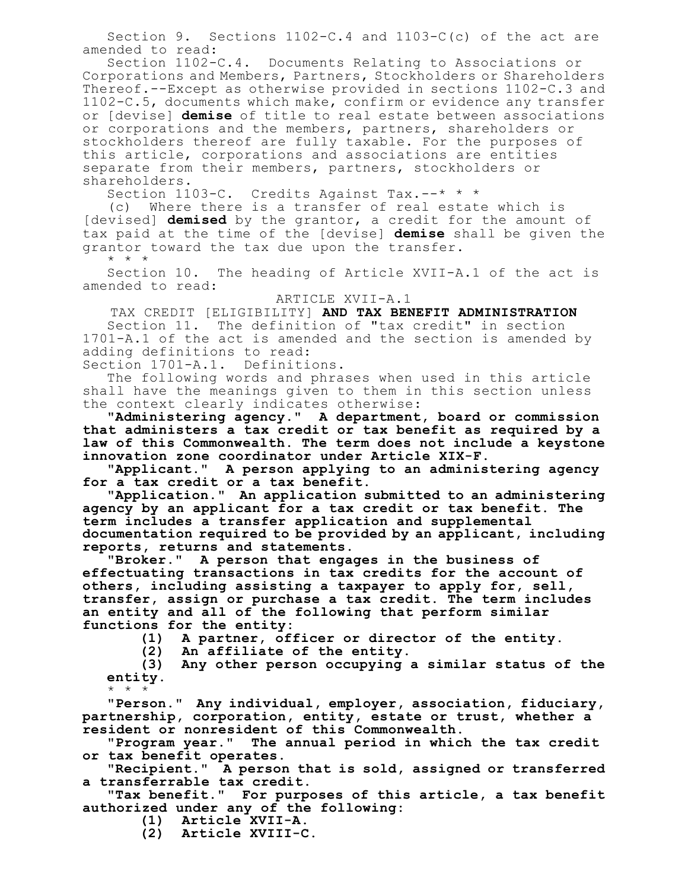Section 9. Sections 1102-C.4 and 1103-C(c) of the act are amended to read:

Section 1102-C.4. Documents Relating to Associations or Corporations and Members, Partners, Stockholders or Shareholders Thereof.--Except as otherwise provided in sections 1102-C.3 and 1102-C.5, documents which make, confirm or evidence any transfer or [devise] **demise** of title to real estate between associations or corporations and the members, partners, shareholders or stockholders thereof are fully taxable. For the purposes of this article, corporations and associations are entities separate from their members, partners, stockholders or shareholders.

Section 1103-C. Credits Against Tax.--* * *

(c) Where there is a transfer of real estate which is [devised] **demised** by the grantor, a credit for the amount of tax paid at the time of the [devise] **demise** shall be given the grantor toward the tax due upon the transfer.

* * *

Section 10. The heading of Article XVII-A.1 of the act is amended to read:

ARTICLE XVII-A.1

TAX CREDIT [ELIGIBILITY] **AND TAX BENEFIT ADMINISTRATION**

Section 11. The definition of "tax credit" in section 1701-A.1 of the act is amended and the section is amended by adding definitions to read:

Section 1701-A.1. Definitions.

The following words and phrases when used in this article shall have the meanings given to them in this section unless the context clearly indicates otherwise:

**"Administering agency." A department, board or commission that administers a tax credit or tax benefit as required by a law of this Commonwealth. The term does not include a keystone innovation zone coordinator under Article XIX-F.**

**"Applicant." A person applying to an administering agency for a tax credit or a tax benefit.**

**"Application." An application submitted to an administering agency by an applicant for a tax credit or tax benefit. The term includes a transfer application and supplemental documentation required to be provided by an applicant, including reports, returns and statements.**

**"Broker." A person that engages in the business of effectuating transactions in tax credits for the account of others, including assisting a taxpayer to apply for, sell, transfer, assign or purchase a tax credit. The term includes an entity and all of the following that perform similar functions for the entity:**

**(1) A partner, officer or director of the entity.**

**(2) An affiliate of the entity.**

**(3) Any other person occupying a similar status of the entity.**

* * *

**"Person." Any individual, employer, association, fiduciary, partnership, corporation, entity, estate or trust, whether a resident or nonresident of this Commonwealth.**

**"Program year." The annual period in which the tax credit or tax benefit operates.**

**"Recipient." A person that is sold, assigned or transferred a transferrable tax credit.**

**"Tax benefit." For purposes of this article, a tax benefit authorized under any of the following:**

**(1) Article XVII-A.**

**(2) Article XVIII-C.**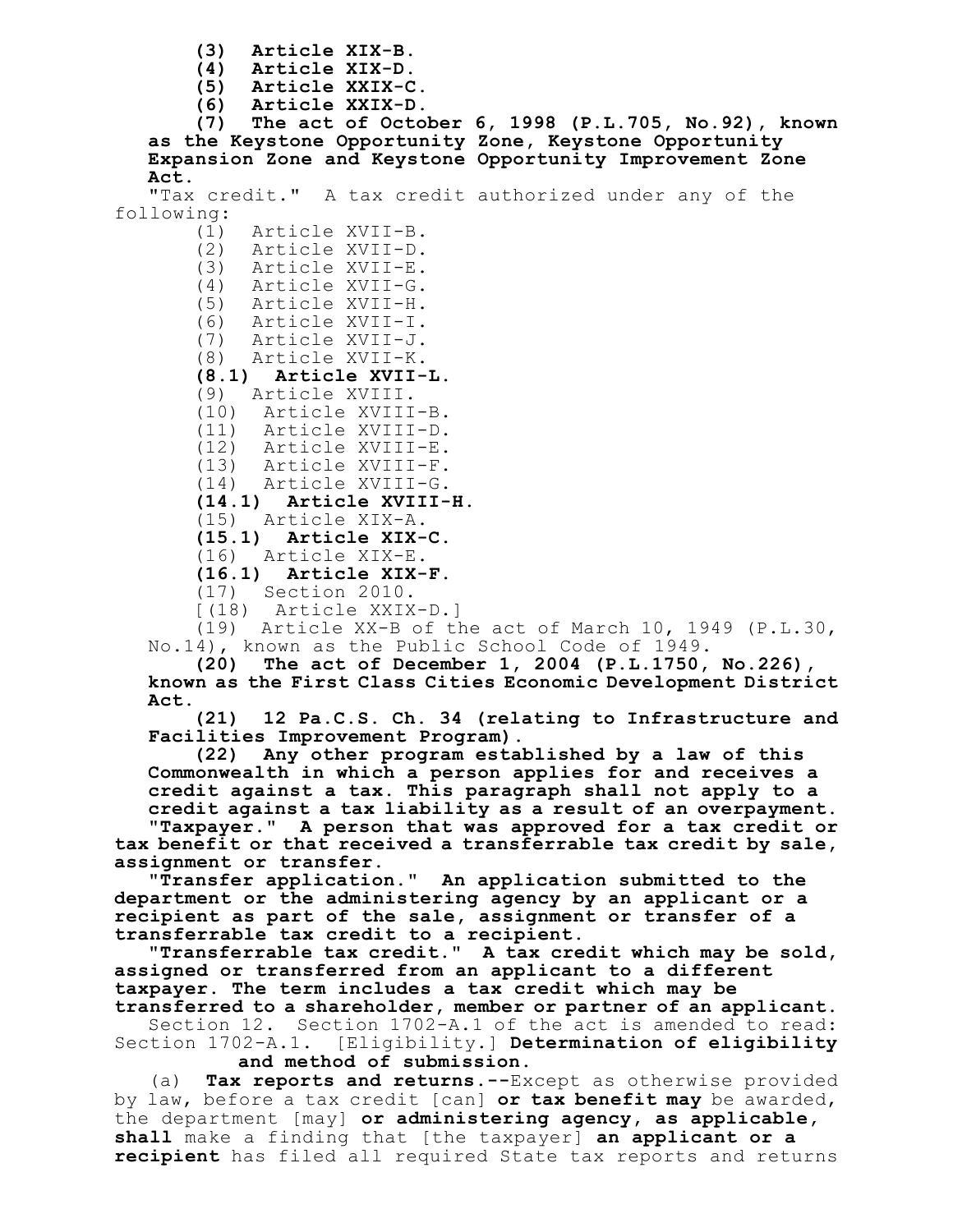**(3) Article XIX-B.**

**(4) Article XIX-D.**

**(5) Article XXIX-C.**

**(6) Article XXIX-D.**

**(7) The act of October 6, 1998 (P.L.705, No.92), known as the Keystone Opportunity Zone, Keystone Opportunity Expansion Zone and Keystone Opportunity Improvement Zone Act.**

"Tax credit." A tax credit authorized under any of the following:

(1) Article XVII-B.

(2) Article XVII-D.

(3) Article XVII-E.

(4) Article XVII-G.

(5) Article XVII-H.

(6) Article XVII-I.

(7) Article XVII-J.

(8) Article XVII-K.

**(8.1) Article XVII-L.**

(9) Article XVIII.

(10) Article XVIII-B.

(11) Article XVIII-D.

(12) Article XVIII-E.

(13) Article XVIII-F.

(14) Article XVIII-G.

**(14.1) Article XVIII-H.**

(15) Article XIX-A.

**(15.1) Article XIX-C.**

(16) Article XIX-E.

**(16.1) Article XIX-F.**

(17) Section 2010.

[(18) Article XXIX-D.]

(19) Article XX-B of the act of March 10, 1949 (P.L.30, No.14), known as the Public School Code of 1949.

**(20) The act of December 1, 2004 (P.L.1750, No.226), known as the First Class Cities Economic Development District Act.**

**(21) 12 Pa.C.S. Ch. 34 (relating to Infrastructure and Facilities Improvement Program).**

**(22) Any other program established by a law of this Commonwealth in which a person applies for and receives a credit against a tax. This paragraph shall not apply to a credit against a tax liability as a result of an overpayment.**

**"Taxpayer." A person that was approved for a tax credit or tax benefit or that received a transferrable tax credit by sale, assignment or transfer.**

**"Transfer application." An application submitted to the department or the administering agency by an applicant or a recipient as part of the sale, assignment or transfer of a transferrable tax credit to a recipient.**

**"Transferrable tax credit." A tax credit which may be sold, assigned or transferred from an applicant to a different taxpayer. The term includes a tax credit which may be transferred to a shareholder, member or partner of an applicant.**

Section 12. Section 1702-A.1 of the act is amended to read:

Section 1702-A.1. [Eligibility.] **Determination of eligibility and method of submission.**

(a) **Tax reports and returns.--**Except as otherwise provided by law, before a tax credit [can] **or tax benefit may** be awarded, the department [may] **or administering agency, as applicable, shall** make a finding that [the taxpayer] **an applicant or a recipient** has filed all required State tax reports and returns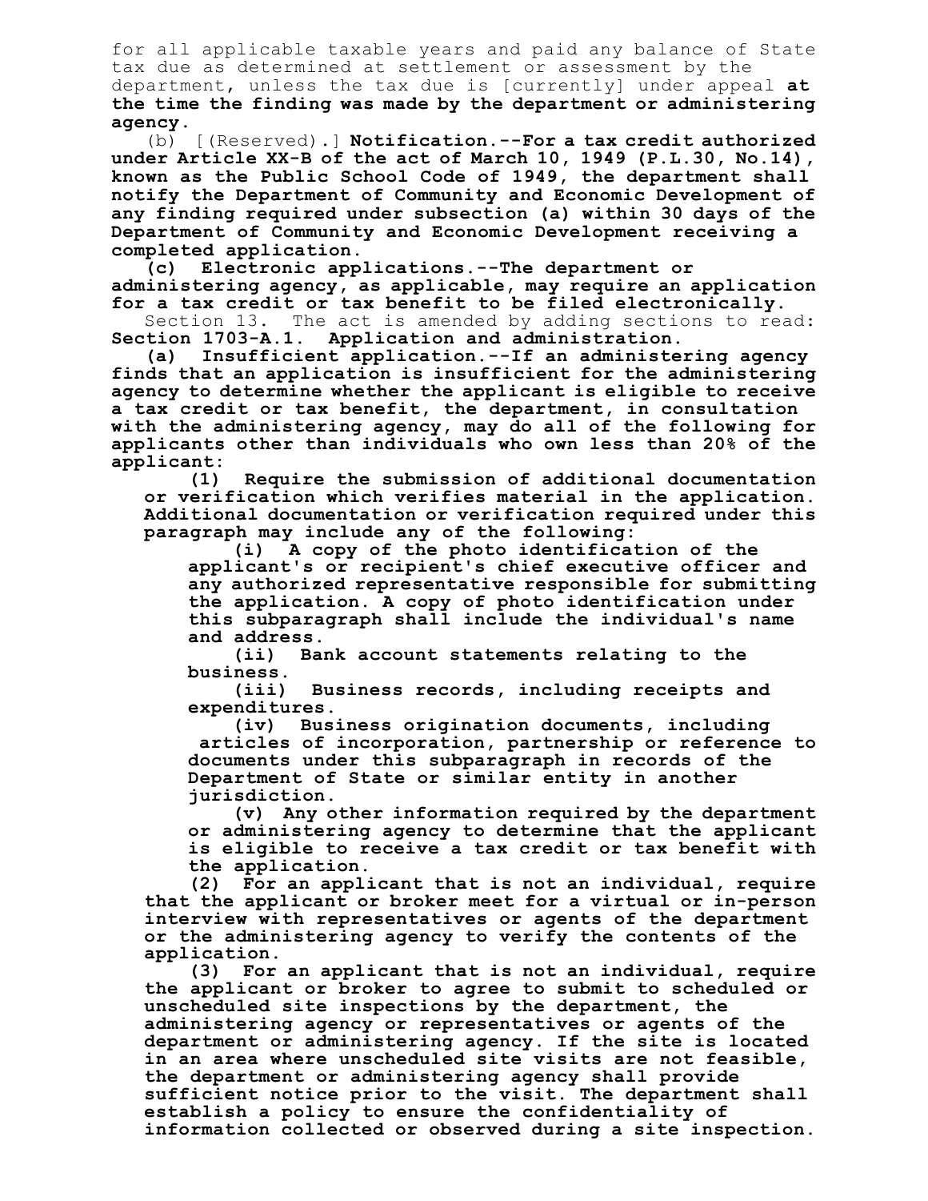for all applicable taxable years and paid any balance of State tax due as determined at settlement or assessment by the department, unless the tax due is [currently] under appeal **at the time the finding was made by the department or administering agency.**

(b) [(Reserved).] **Notification.--For a tax credit authorized under Article XX-B of the act of March 10, 1949 (P.L.30, No.14), known as the Public School Code of 1949, the department shall notify the Department of Community and Economic Development of any finding required under subsection (a) within 30 days of the Department of Community and Economic Development receiving a completed application.**

**(c) Electronic applications.--The department or administering agency, as applicable, may require an application for a tax credit or tax benefit to be filed electronically.**

Section 13. The act is amended by adding sections to read:

**Section 1703-A.1. Application and administration.**

**(a) Insufficient application.--If an administering agency finds that an application is insufficient for the administering agency to determine whether the applicant is eligible to receive a tax credit or tax benefit, the department, in consultation with the administering agency, may do all of the following for applicants other than individuals who own less than 20% of the applicant:**

**(1) Require the submission of additional documentation or verification which verifies material in the application. Additional documentation or verification required under this paragraph may include any of the following:**

**(i) A copy of the photo identification of the applicant's or recipient's chief executive officer and any authorized representative responsible for submitting the application. A copy of photo identification under this subparagraph shall include the individual's name and address.**

**(ii) Bank account statements relating to the business.**

**(iii) Business records, including receipts and expenditures.**

**(iv) Business origination documents, including articles of incorporation, partnership or reference to documents under this subparagraph in records of the Department of State or similar entity in another jurisdiction.**

**(v) Any other information required by the department or administering agency to determine that the applicant is eligible to receive a tax credit or tax benefit with the application.**

**(2) For an applicant that is not an individual, require that the applicant or broker meet for a virtual or in-person interview with representatives or agents of the department or the administering agency to verify the contents of the application.**

**(3) For an applicant that is not an individual, require the applicant or broker to agree to submit to scheduled or unscheduled site inspections by the department, the administering agency or representatives or agents of the department or administering agency. If the site is located in an area where unscheduled site visits are not feasible, the department or administering agency shall provide sufficient notice prior to the visit. The department shall establish a policy to ensure the confidentiality of information collected or observed during a site inspection.**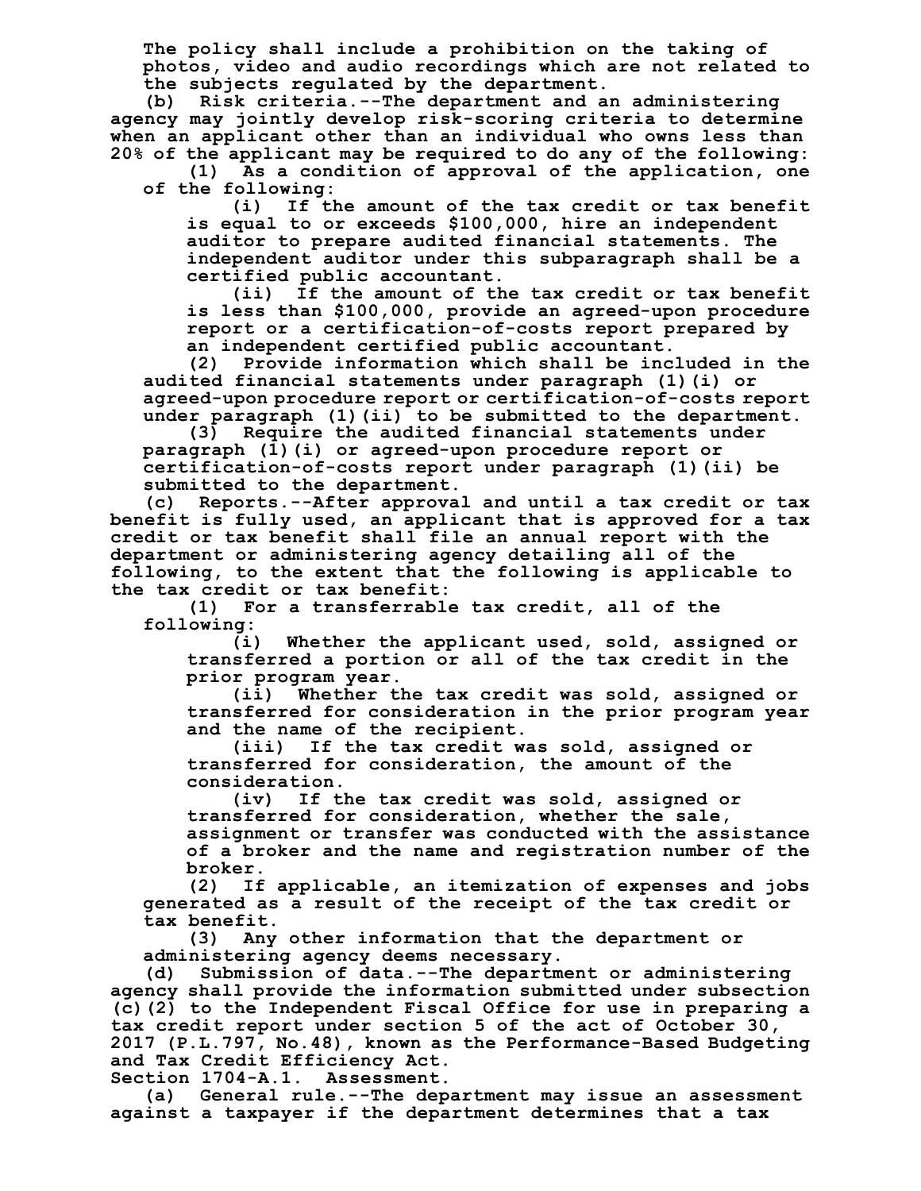The policy shall include a prohibition on the taking of photos, video and audio recordings which are not related to the subjects regulated by the department.

(b) Risk criteria.--The department and an administering agency may jointly develop risk-scoring criteria to determine when an applicant other than an individual who owns less than 20% of the applicant may be required to do any of the following:

(1) As a condition of approval of the application, one of the following:

(i) If the amount of the tax credit or tax benefit is equal to or exceeds $100,000, hire an independent auditor to prepare audited financial statements. The independent auditor under this subparagraph shall be a certified public accountant.

(ii) If the amount of the tax credit or tax benefit is less than $100,000, provide an agreed-upon procedure report or a certification-of-costs report prepared by an independent certified public accountant.

(2) Provide information which shall be included in the audited financial statements under paragraph (1)(i) or agreed-upon procedure report or certification-of-costs report under paragraph (1)(ii) to be submitted to the department.

(3) Require the audited financial statements under paragraph (1)(i) or agreed-upon procedure report or certification-of-costs report under paragraph (1)(ii) be submitted to the department.

(c) Reports.--After approval and until a tax credit or tax benefit is fully used, an applicant that is approved for a tax credit or tax benefit shall file an annual report with the department or administering agency detailing all of the following, to the extent that the following is applicable to the tax credit or tax benefit:

(1) For a transferrable tax credit, all of the following:

(i) Whether the applicant used, sold, assigned or transferred a portion or all of the tax credit in the prior program year.

(ii) Whether the tax credit was sold, assigned or transferred for consideration in the prior program year and the name of the recipient.

(iii) If the tax credit was sold, assigned or transferred for consideration, the amount of the consideration.

(iv) If the tax credit was sold, assigned or transferred for consideration, whether the sale, assignment or transfer was conducted with the assistance of a broker and the name and registration number of the broker.

(2) If applicable, an itemization of expenses and jobs generated as a result of the receipt of the tax credit or tax benefit.

(3) Any other information that the department or administering agency deems necessary.

(d) Submission of data.--The department or administering agency shall provide the information submitted under subsection (c)(2) to the Independent Fiscal Office for use in preparing a tax credit report under section 5 of the act of October 30, 2017 (P.L.797, No.48), known as the Performance-Based Budgeting and Tax Credit Efficiency Act.

Section 1704-A.1. Assessment.

(a) General rule.--The department may issue an assessment against a taxpayer if the department determines that a tax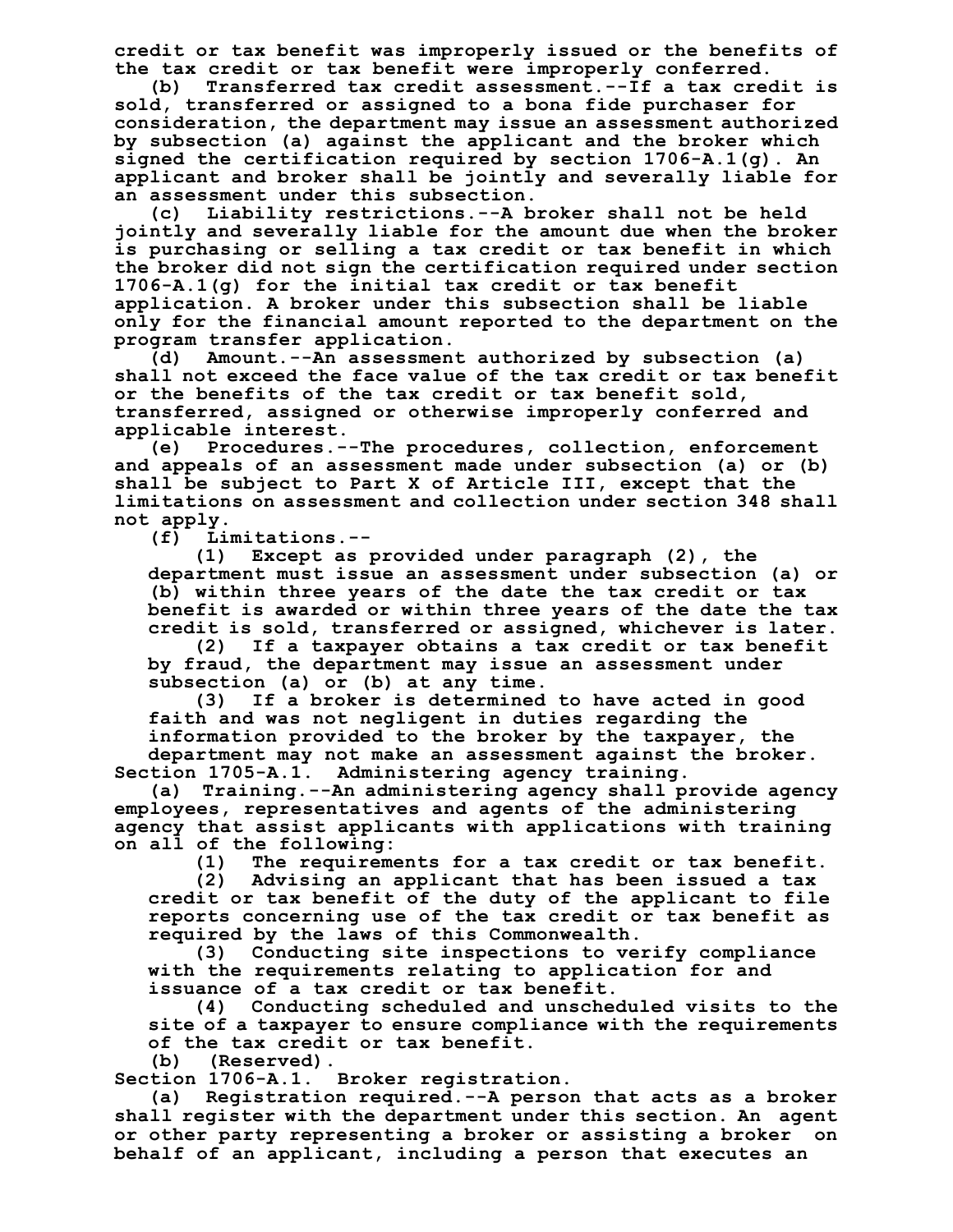credit or tax benefit was improperly issued or the benefits of the tax credit or tax benefit were improperly conferred.

(b) Transferred tax credit assessment.--If a tax credit is sold, transferred or assigned to a bona fide purchaser for consideration, the department may issue an assessment authorized by subsection (a) against the applicant and the broker which signed the certification required by section 1706-A.1(g). An applicant and broker shall be jointly and severally liable for an assessment under this subsection.

(c) Liability restrictions.--A broker shall not be held jointly and severally liable for the amount due when the broker is purchasing or selling a tax credit or tax benefit in which the broker did not sign the certification required under section 1706-A.1(g) for the initial tax credit or tax benefit application. A broker under this subsection shall be liable only for the financial amount reported to the department on the program transfer application.

(d) Amount.--An assessment authorized by subsection (a) shall not exceed the face value of the tax credit or tax benefit or the benefits of the tax credit or tax benefit sold, transferred, assigned or otherwise improperly conferred and applicable interest.

(e) Procedures.--The procedures, collection, enforcement and appeals of an assessment made under subsection (a) or (b) shall be subject to Part X of Article III, except that the limitations on assessment and collection under section 348 shall not apply.

(f) Limitations.--

(1) Except as provided under paragraph (2), the department must issue an assessment under subsection (a) or (b) within three years of the date the tax credit or tax benefit is awarded or within three years of the date the tax credit is sold, transferred or assigned, whichever is later.

(2) If a taxpayer obtains a tax credit or tax benefit by fraud, the department may issue an assessment under subsection (a) or (b) at any time.

(3) If a broker is determined to have acted in good faith and was not negligent in duties regarding the information provided to the broker by the taxpayer, the department may not make an assessment against the broker.

Section 1705-A.1. Administering agency training.

(a) Training.--An administering agency shall provide agency employees, representatives and agents of the administering agency that assist applicants with applications with training on all of the following:

(1) The requirements for a tax credit or tax benefit.

(2) Advising an applicant that has been issued a tax credit or tax benefit of the duty of the applicant to file reports concerning use of the tax credit or tax benefit as required by the laws of this Commonwealth.

(3) Conducting site inspections to verify compliance with the requirements relating to application for and issuance of a tax credit or tax benefit.

(4) Conducting scheduled and unscheduled visits to the site of a taxpayer to ensure compliance with the requirements of the tax credit or tax benefit.

(b) (Reserved).

Section 1706-A.1. Broker registration.

(a) Registration required.--A person that acts as a broker shall register with the department under this section. An agent or other party representing a broker or assisting a broker on behalf of an applicant, including a person that executes an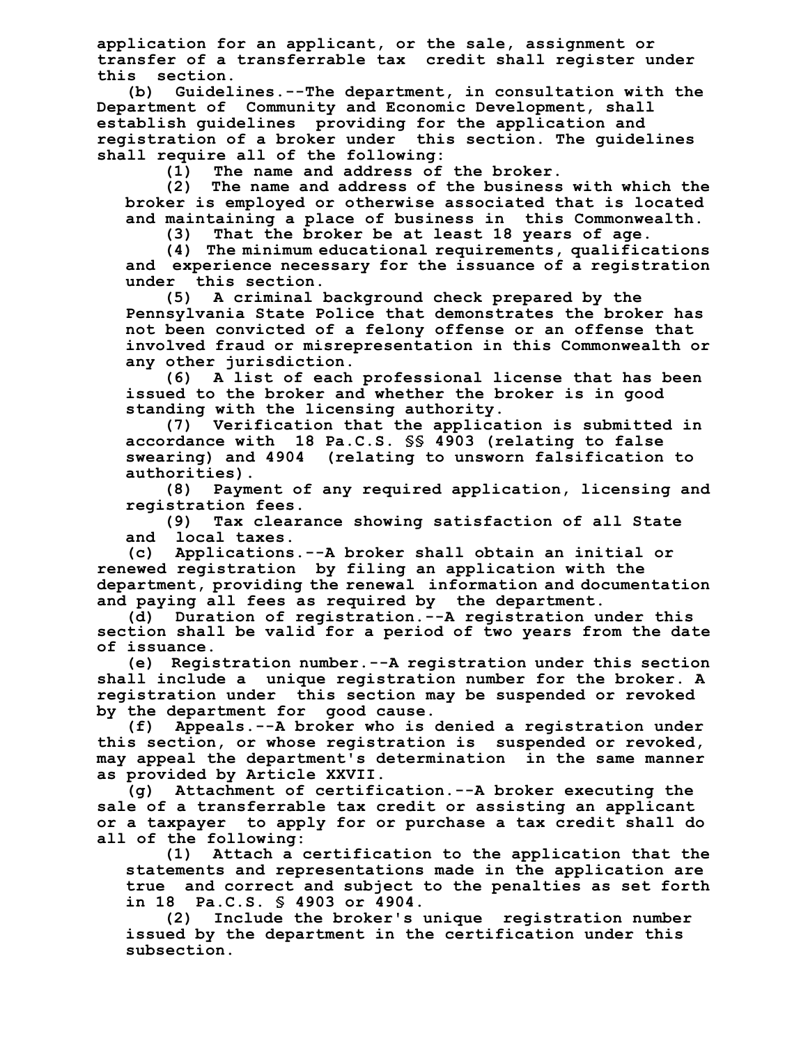application for an applicant, or the sale, assignment or transfer of a transferrable tax credit shall register under this section.

(b) Guidelines.--The department, in consultation with the Department of Community and Economic Development, shall establish guidelines providing for the application and registration of a broker under this section. The guidelines shall require all of the following:

(1) The name and address of the broker.

(2) The name and address of the business with which the broker is employed or otherwise associated that is located and maintaining a place of business in this Commonwealth.

(3) That the broker be at least 18 years of age.

(4) The minimum educational requirements, qualifications and experience necessary for the issuance of a registration under this section.

(5) A criminal background check prepared by the Pennsylvania State Police that demonstrates the broker has not been convicted of a felony offense or an offense that involved fraud or misrepresentation in this Commonwealth or any other jurisdiction.

(6) A list of each professional license that has been issued to the broker and whether the broker is in good standing with the licensing authority.

(7) Verification that the application is submitted in accordance with 18 Pa.C.S. §§ 4903 (relating to false swearing) and 4904 (relating to unsworn falsification to authorities).

(8) Payment of any required application, licensing and registration fees.

(9) Tax clearance showing satisfaction of all State and local taxes.

(c) Applications.--A broker shall obtain an initial or renewed registration by filing an application with the department, providing the renewal information and documentation and paying all fees as required by the department.

(d) Duration of registration.--A registration under this section shall be valid for a period of two years from the date of issuance.

(e) Registration number.--A registration under this section shall include a unique registration number for the broker. A registration under this section may be suspended or revoked by the department for good cause.

(f) Appeals.--A broker who is denied a registration under this section, or whose registration is suspended or revoked, may appeal the department's determination in the same manner as provided by Article XXVII.

(g) Attachment of certification.--A broker executing the sale of a transferrable tax credit or assisting an applicant or a taxpayer to apply for or purchase a tax credit shall do all of the following:

(1) Attach a certification to the application that the statements and representations made in the application are true and correct and subject to the penalties as set forth in 18 Pa.C.S. § 4903 or 4904.

(2) Include the broker's unique registration number issued by the department in the certification under this subsection.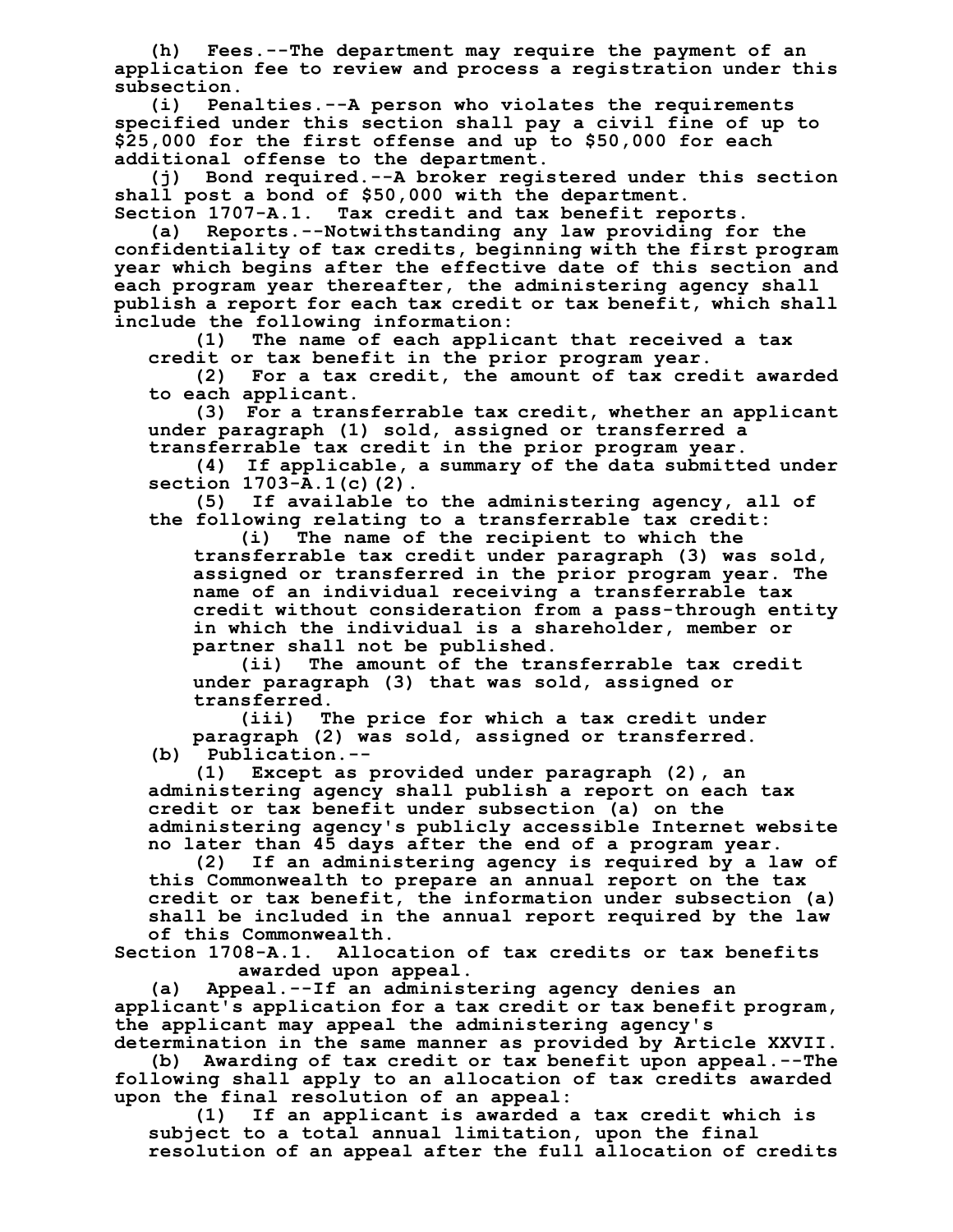(h) Fees.--The department may require the payment of an application fee to review and process a registration under this subsection.

(i) Penalties.--A person who violates the requirements specified under this section shall pay a civil fine of up to $25,000 for the first offense and up to $50,000 for each additional offense to the department.

(j) Bond required.--A broker registered under this section shall post a bond of $50,000 with the department.

Section 1707-A.1. Tax credit and tax benefit reports.

(a) Reports.--Notwithstanding any law providing for the confidentiality of tax credits, beginning with the first program year which begins after the effective date of this section and each program year thereafter, the administering agency shall publish a report for each tax credit or tax benefit, which shall include the following information:

(1) The name of each applicant that received a tax credit or tax benefit in the prior program year.

(2) For a tax credit, the amount of tax credit awarded to each applicant.

(3) For a transferrable tax credit, whether an applicant under paragraph (1) sold, assigned or transferred a transferrable tax credit in the prior program year.

(4) If applicable, a summary of the data submitted under section 1703-A.1(c)(2).

(5) If available to the administering agency, all of the following relating to a transferrable tax credit:

(i) The name of the recipient to which the transferrable tax credit under paragraph (3) was sold, assigned or transferred in the prior program year. The name of an individual receiving a transferrable tax credit without consideration from a pass-through entity in which the individual is a shareholder, member or partner shall not be published.

(ii) The amount of the transferrable tax credit under paragraph (3) that was sold, assigned or transferred.

(iii) The price for which a tax credit under paragraph (2) was sold, assigned or transferred.

(b) Publication.--

(1) Except as provided under paragraph (2), an administering agency shall publish a report on each tax credit or tax benefit under subsection (a) on the administering agency's publicly accessible Internet website no later than 45 days after the end of a program year.

(2) If an administering agency is required by a law of this Commonwealth to prepare an annual report on the tax credit or tax benefit, the information under subsection (a) shall be included in the annual report required by the law of this Commonwealth.

Section 1708-A.1. Allocation of tax credits or tax benefits awarded upon appeal.

(a) Appeal.--If an administering agency denies an applicant's application for a tax credit or tax benefit program, the applicant may appeal the administering agency's determination in the same manner as provided by Article XXVII.

(b) Awarding of tax credit or tax benefit upon appeal.--The following shall apply to an allocation of tax credits awarded upon the final resolution of an appeal:

(1) If an applicant is awarded a tax credit which is subject to a total annual limitation, upon the final resolution of an appeal after the full allocation of credits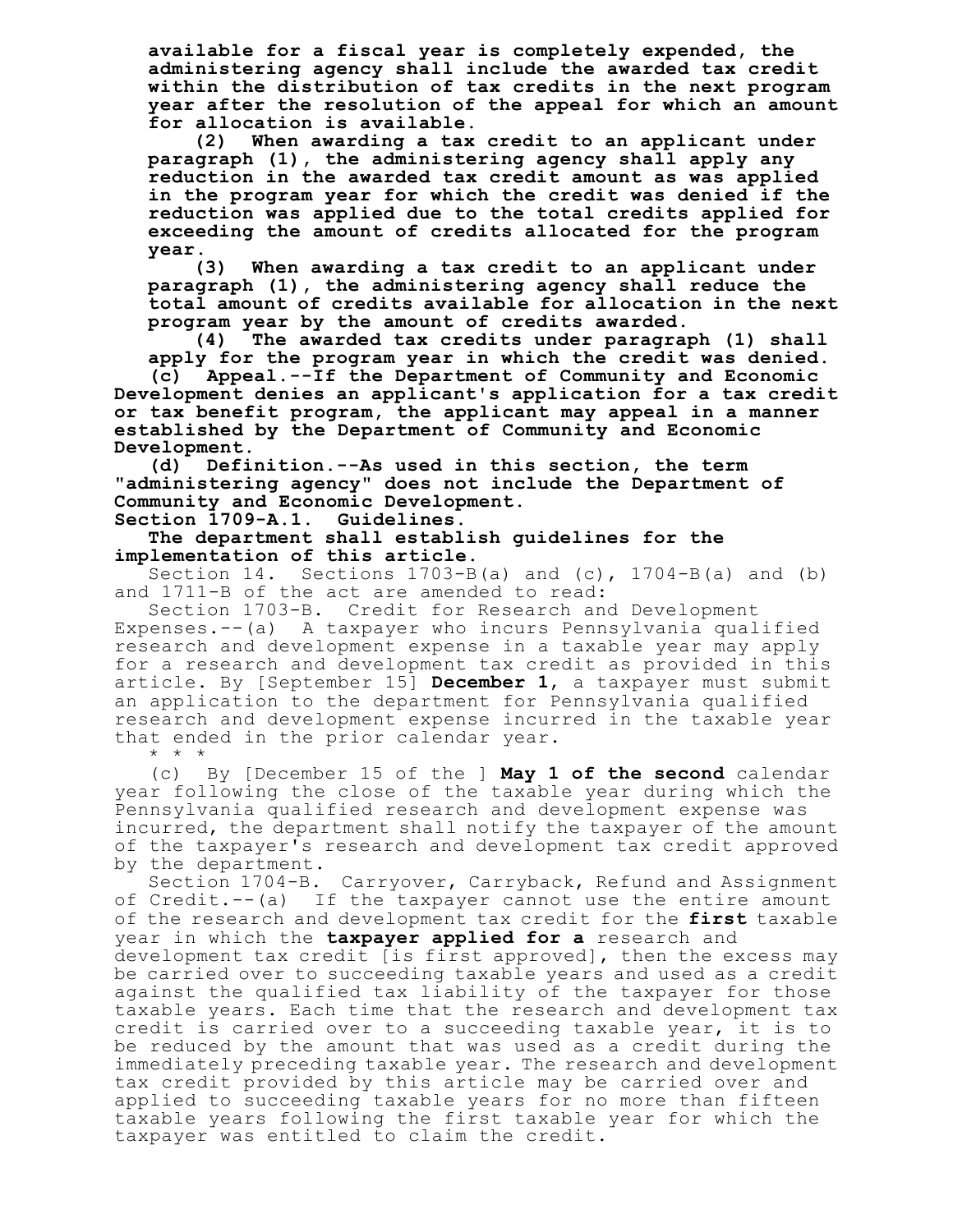**available for a fiscal year is completely expended, the administering agency shall include the awarded tax credit within the distribution of tax credits in the next program year after the resolution of the appeal for which an amount for allocation is available.**

**(2) When awarding a tax credit to an applicant under paragraph (1), the administering agency shall apply any reduction in the awarded tax credit amount as was applied in the program year for which the credit was denied if the reduction was applied due to the total credits applied for exceeding the amount of credits allocated for the program year.**

**(3) When awarding a tax credit to an applicant under paragraph (1), the administering agency shall reduce the total amount of credits available for allocation in the next program year by the amount of credits awarded.**

**(4) The awarded tax credits under paragraph (1) shall apply for the program year in which the credit was denied.**

**(c) Appeal.--If the Department of Community and Economic Development denies an applicant's application for a tax credit or tax benefit program, the applicant may appeal in a manner established by the Department of Community and Economic Development.**

**(d) Definition.--As used in this section, the term "administering agency" does not include the Department of Community and Economic Development.**

**Section 1709-A.1. Guidelines.**

**The department shall establish guidelines for the implementation of this article.**

Section 14. Sections 1703-B(a) and (c), 1704-B(a) and (b) and 1711-B of the act are amended to read:

Section 1703-B. Credit for Research and Development Expenses.--(a) A taxpayer who incurs Pennsylvania qualified research and development expense in a taxable year may apply for a research and development tax credit as provided in this article. By [September 15] **December 1**, a taxpayer must submit an application to the department for Pennsylvania qualified research and development expense incurred in the taxable year that ended in the prior calendar year.

* * *

(c) By [December 15 of the ] **May 1 of the second** calendar year following the close of the taxable year during which the Pennsylvania qualified research and development expense was incurred, the department shall notify the taxpayer of the amount of the taxpayer's research and development tax credit approved by the department.

Section 1704-B. Carryover, Carryback, Refund and Assignment of Credit.--(a) If the taxpayer cannot use the entire amount of the research and development tax credit for the **first** taxable year in which the **taxpayer applied for a** research and development tax credit [is first approved], then the excess may be carried over to succeeding taxable years and used as a credit against the qualified tax liability of the taxpayer for those taxable years. Each time that the research and development tax credit is carried over to a succeeding taxable year, it is to be reduced by the amount that was used as a credit during the immediately preceding taxable year. The research and development tax credit provided by this article may be carried over and applied to succeeding taxable years for no more than fifteen taxable years following the first taxable year for which the taxpayer was entitled to claim the credit.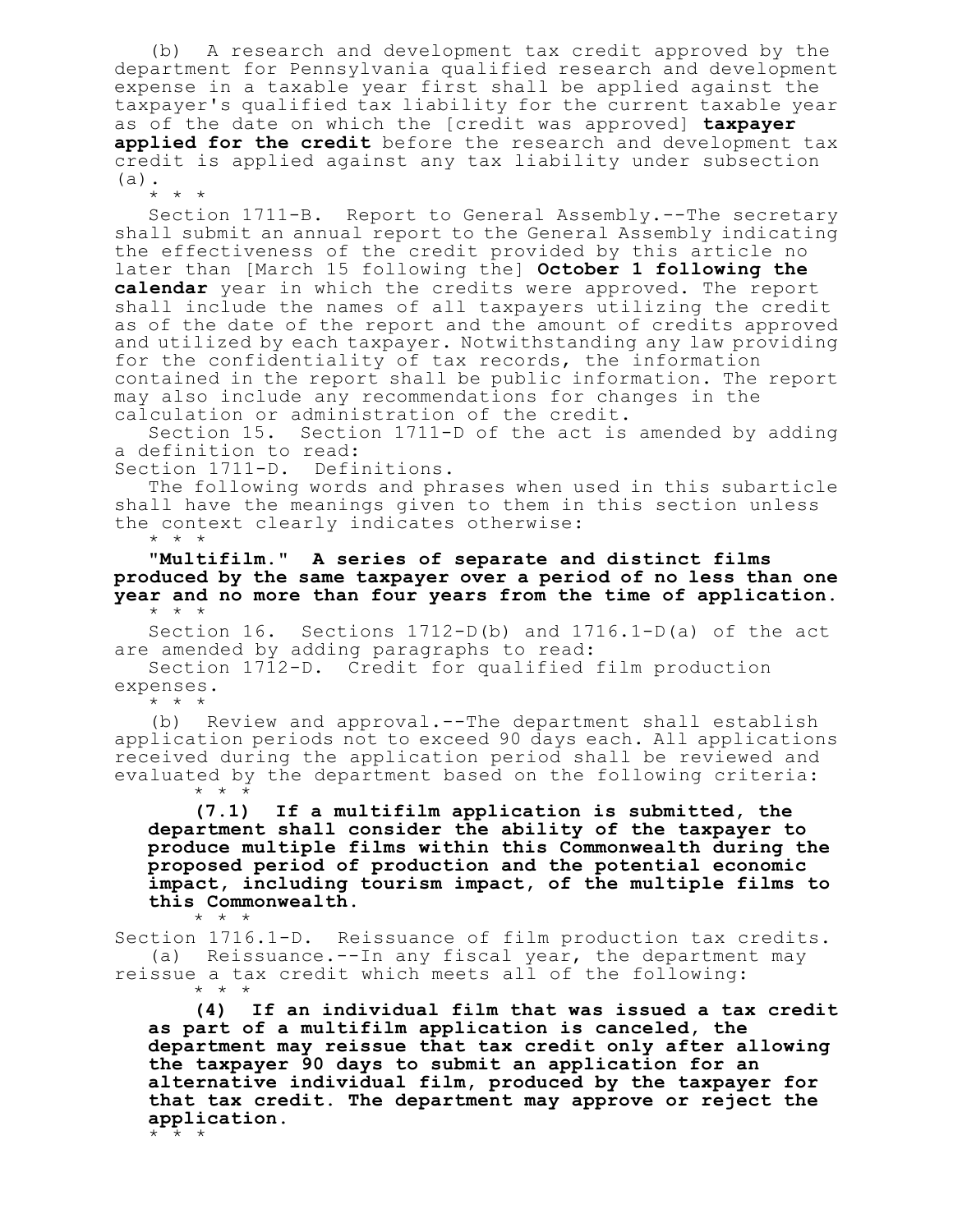(b) A research and development tax credit approved by the department for Pennsylvania qualified research and development expense in a taxable year first shall be applied against the taxpayer's qualified tax liability for the current taxable year as of the date on which the [credit was approved] **taxpayer applied for the credit** before the research and development tax credit is applied against any tax liability under subsection (a).

* * *

Section 1711-B. Report to General Assembly.--The secretary shall submit an annual report to the General Assembly indicating the effectiveness of the credit provided by this article no later than [March 15 following the] **October 1 following the calendar** year in which the credits were approved. The report shall include the names of all taxpayers utilizing the credit as of the date of the report and the amount of credits approved and utilized by each taxpayer. Notwithstanding any law providing for the confidentiality of tax records, the information contained in the report shall be public information. The report may also include any recommendations for changes in the calculation or administration of the credit.

Section 15. Section 1711-D of the act is amended by adding a definition to read:

Section 1711-D. Definitions.

The following words and phrases when used in this subarticle shall have the meanings given to them in this section unless the context clearly indicates otherwise:

* * *

**"Multifilm." A series of separate and distinct films produced by the same taxpayer over a period of no less than one year and no more than four years from the time of application.**

* * *

Section 16. Sections 1712-D(b) and 1716.1-D(a) of the act are amended by adding paragraphs to read:

Section 1712-D. Credit for qualified film production expenses.

* * *

(b) Review and approval.--The department shall establish application periods not to exceed 90 days each. All applications received during the application period shall be reviewed and evaluated by the department based on the following criteria:

* * *

**(7.1) If a multifilm application is submitted, the department shall consider the ability of the taxpayer to produce multiple films within this Commonwealth during the proposed period of production and the potential economic impact, including tourism impact, of the multiple films to this Commonwealth.**

* * *

Section 1716.1-D. Reissuance of film production tax credits.

(a) Reissuance.--In any fiscal year, the department may reissue a tax credit which meets all of the following:

* * *

**(4) If an individual film that was issued a tax credit as part of a multifilm application is canceled, the department may reissue that tax credit only after allowing the taxpayer 90 days to submit an application for an alternative individual film, produced by the taxpayer for that tax credit. The department may approve or reject the application.**

* * *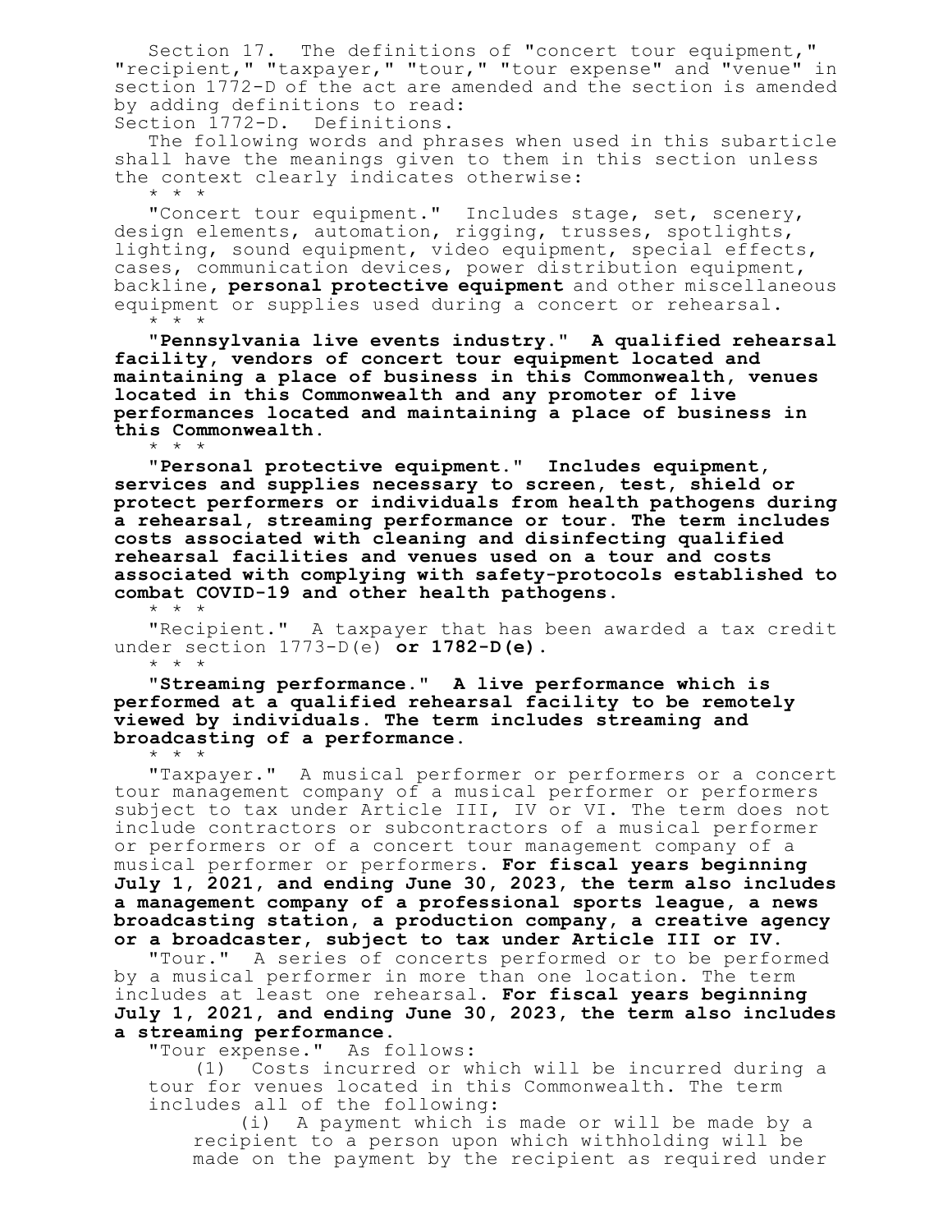Section 17. The definitions of "concert tour equipment," "recipient," "taxpayer," "tour," "tour expense" and "venue" in section 1772-D of the act are amended and the section is amended by adding definitions to read:

Section 1772-D. Definitions.

The following words and phrases when used in this subarticle shall have the meanings given to them in this section unless the context clearly indicates otherwise:

* * *

"Concert tour equipment." Includes stage, set, scenery, design elements, automation, rigging, trusses, spotlights, lighting, sound equipment, video equipment, special effects, cases, communication devices, power distribution equipment, backline**, personal protective equipment** and other miscellaneous equipment or supplies used during a concert or rehearsal.

* * *

**"Pennsylvania live events industry." A qualified rehearsal facility, vendors of concert tour equipment located and maintaining a place of business in this Commonwealth, venues located in this Commonwealth and any promoter of live performances located and maintaining a place of business in this Commonwealth.**

* * *

**"Personal protective equipment." Includes equipment, services and supplies necessary to screen, test, shield or protect performers or individuals from health pathogens during a rehearsal, streaming performance or tour. The term includes costs associated with cleaning and disinfecting qualified rehearsal facilities and venues used on a tour and costs associated with complying with safety-protocols established to combat COVID-19 and other health pathogens.**

* * *

"Recipient." A taxpayer that has been awarded a tax credit under section 1773-D(e) **or 1782-D(e)**.

* * *

**"Streaming performance." A live performance which is performed at a qualified rehearsal facility to be remotely viewed by individuals. The term includes streaming and broadcasting of a performance.**

* * *

"Taxpayer." A musical performer or performers or a concert tour management company of a musical performer or performers subject to tax under Article III, IV or VI. The term does not include contractors or subcontractors of a musical performer or performers or of a concert tour management company of a musical performer or performers. **For fiscal years beginning July 1, 2021, and ending June 30, 2023, the term also includes a management company of a professional sports league, a news broadcasting station, a production company, a creative agency or a broadcaster, subject to tax under Article III or IV.**

"Tour." A series of concerts performed or to be performed by a musical performer in more than one location. The term includes at least one rehearsal. **For fiscal years beginning July 1, 2021, and ending June 30, 2023, the term also includes a streaming performance.**

"Tour expense." As follows:

(1) Costs incurred or which will be incurred during a tour for venues located in this Commonwealth. The term includes all of the following:

(i) A payment which is made or will be made by a recipient to a person upon which withholding will be made on the payment by the recipient as required under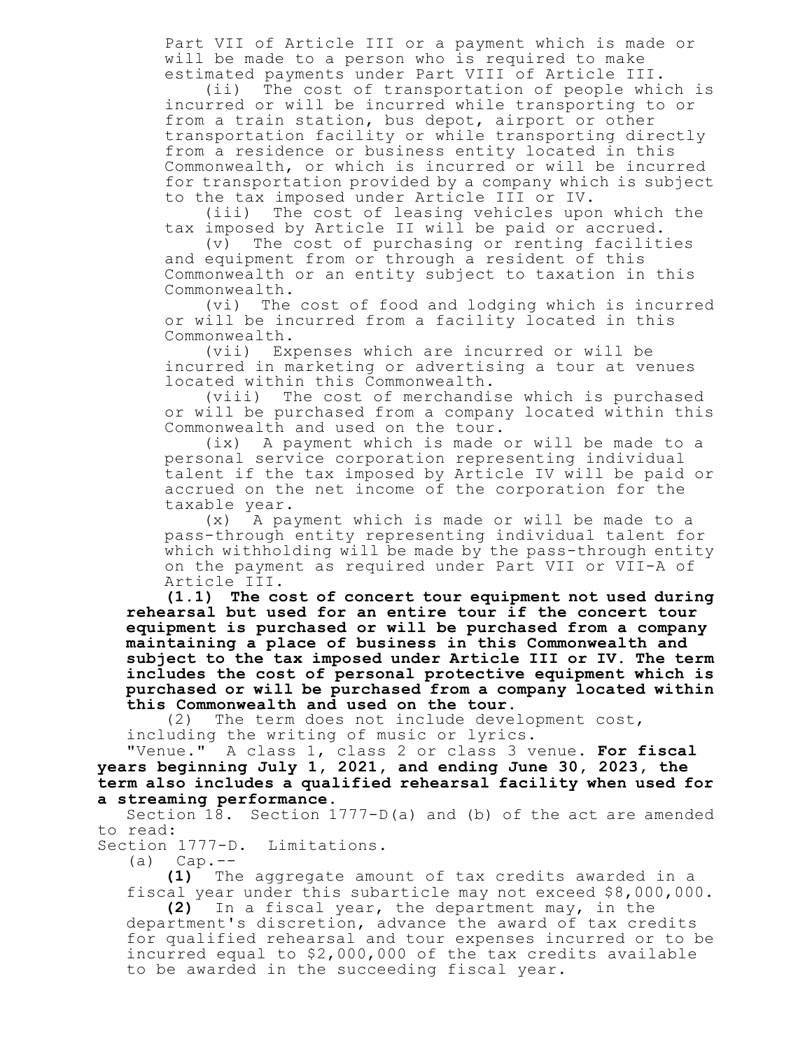Part VII of Article III or a payment which is made or will be made to a person who is required to make estimated payments under Part VIII of Article III.

(ii) The cost of transportation of people which is incurred or will be incurred while transporting to or from a train station, bus depot, airport or other transportation facility or while transporting directly from a residence or business entity located in this Commonwealth, or which is incurred or will be incurred for transportation provided by a company which is subject to the tax imposed under Article III or IV.

(iii) The cost of leasing vehicles upon which the tax imposed by Article II will be paid or accrued.

(v) The cost of purchasing or renting facilities and equipment from or through a resident of this Commonwealth or an entity subject to taxation in this Commonwealth.

(vi) The cost of food and lodging which is incurred or will be incurred from a facility located in this Commonwealth.

(vii) Expenses which are incurred or will be incurred in marketing or advertising a tour at venues located within this Commonwealth.

(viii) The cost of merchandise which is purchased or will be purchased from a company located within this Commonwealth and used on the tour.

(ix) A payment which is made or will be made to a personal service corporation representing individual talent if the tax imposed by Article IV will be paid or accrued on the net income of the corporation for the taxable year.

(x) A payment which is made or will be made to a pass-through entity representing individual talent for which withholding will be made by the pass-through entity on the payment as required under Part VII or VII-A of Article III.

**(1.1) The cost of concert tour equipment not used during rehearsal but used for an entire tour if the concert tour equipment is purchased or will be purchased from a company maintaining a place of business in this Commonwealth and subject to the tax imposed under Article III or IV. The term includes the cost of personal protective equipment which is purchased or will be purchased from a company located within this Commonwealth and used on the tour.**

(2) The term does not include development cost, including the writing of music or lyrics.

"Venue." A class 1, class 2 or class 3 venue. **For fiscal years beginning July 1, 2021, and ending June 30, 2023, the term also includes a qualified rehearsal facility when used for a streaming performance.**

Section 18. Section 1777-D(a) and (b) of the act are amended to read:

Section 1777-D. Limitations.

(a) Cap.--

**(1)** The aggregate amount of tax credits awarded in a fiscal year under this subarticle may not exceed $8,000,000.

**(2)** In a fiscal year, the department may, in the department's discretion, advance the award of tax credits for qualified rehearsal and tour expenses incurred or to be incurred equal to $2,000,000 of the tax credits available to be awarded in the succeeding fiscal year.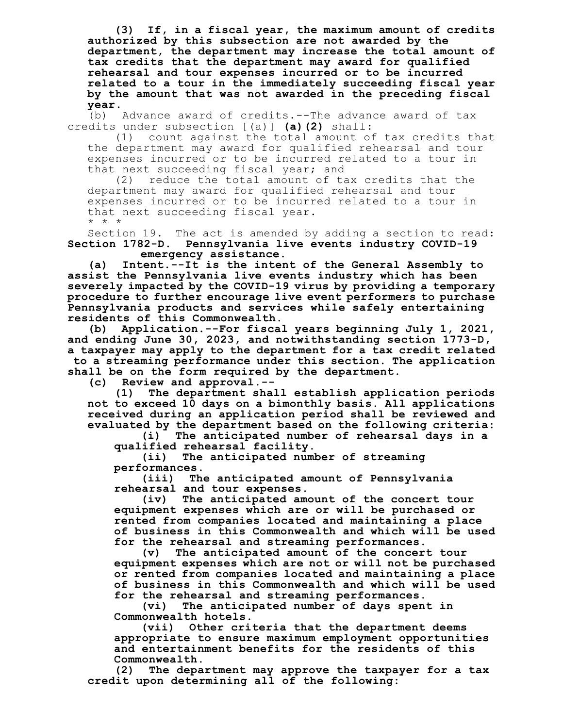**(3) If, in a fiscal year, the maximum amount of credits authorized by this subsection are not awarded by the department, the department may increase the total amount of tax credits that the department may award for qualified rehearsal and tour expenses incurred or to be incurred related to a tour in the immediately succeeding fiscal year by the amount that was not awarded in the preceding fiscal year.**

(b) Advance award of credits.--The advance award of tax credits under subsection [(a)] **(a)(2)** shall:

(1) count against the total amount of tax credits that the department may award for qualified rehearsal and tour expenses incurred or to be incurred related to a tour in that next succeeding fiscal year; and

(2) reduce the total amount of tax credits that the department may award for qualified rehearsal and tour expenses incurred or to be incurred related to a tour in that next succeeding fiscal year.

\* \* \*

Section 19. The act is amended by adding a section to read:

**Section 1782-D. Pennsylvania live events industry COVID-19 emergency assistance.**

**(a) Intent.--It is the intent of the General Assembly to assist the Pennsylvania live events industry which has been severely impacted by the COVID-19 virus by providing a temporary procedure to further encourage live event performers to purchase Pennsylvania products and services while safely entertaining residents of this Commonwealth.**

**(b) Application.--For fiscal years beginning July 1, 2021, and ending June 30, 2023, and notwithstanding section 1773-D, a taxpayer may apply to the department for a tax credit related to a streaming performance under this section. The application shall be on the form required by the department.**

**(c) Review and approval.--**

**(1) The department shall establish application periods not to exceed 10 days on a bimonthly basis. All applications received during an application period shall be reviewed and evaluated by the department based on the following criteria:**

**(i) The anticipated number of rehearsal days in a qualified rehearsal facility.**

**(ii) The anticipated number of streaming performances.**

**(iii) The anticipated amount of Pennsylvania rehearsal and tour expenses.**

**(iv) The anticipated amount of the concert tour equipment expenses which are or will be purchased or rented from companies located and maintaining a place of business in this Commonwealth and which will be used for the rehearsal and streaming performances.**

**(v) The anticipated amount of the concert tour equipment expenses which are not or will not be purchased or rented from companies located and maintaining a place of business in this Commonwealth and which will be used for the rehearsal and streaming performances.**

**(vi) The anticipated number of days spent in Commonwealth hotels.**

**(vii) Other criteria that the department deems appropriate to ensure maximum employment opportunities and entertainment benefits for the residents of this Commonwealth.**

**(2) The department may approve the taxpayer for a tax credit upon determining all of the following:**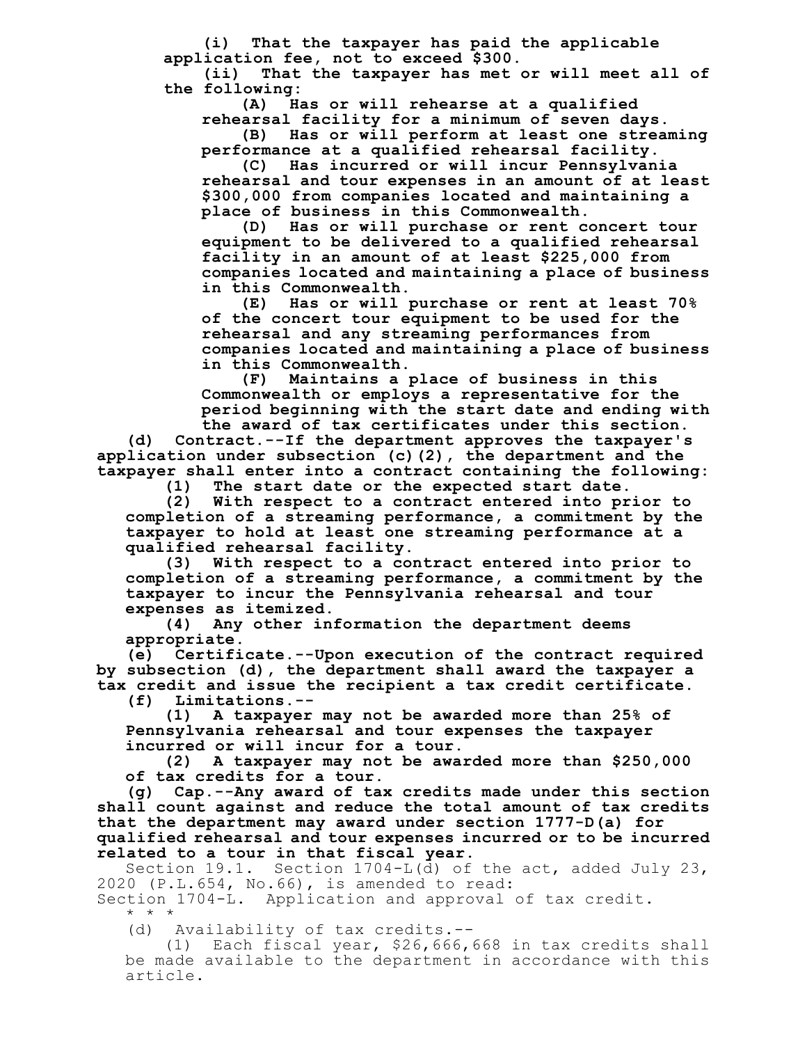**(i) That the taxpayer has paid the applicable application fee, not to exceed $300.**

**(ii) That the taxpayer has met or will meet all of the following:**

**(A) Has or will rehearse at a qualified rehearsal facility for a minimum of seven days.**

**(B) Has or will perform at least one streaming performance at a qualified rehearsal facility.**

**(C) Has incurred or will incur Pennsylvania rehearsal and tour expenses in an amount of at least $300,000 from companies located and maintaining a place of business in this Commonwealth.**

**(D) Has or will purchase or rent concert tour equipment to be delivered to a qualified rehearsal facility in an amount of at least $225,000 from companies located and maintaining a place of business in this Commonwealth.**

**(E) Has or will purchase or rent at least 70% of the concert tour equipment to be used for the rehearsal and any streaming performances from companies located and maintaining a place of business in this Commonwealth.**

**(F) Maintains a place of business in this Commonwealth or employs a representative for the period beginning with the start date and ending with the award of tax certificates under this section.**

**(d) Contract.--If the department approves the taxpayer's application under subsection (c)(2), the department and the taxpayer shall enter into a contract containing the following:**

**(1) The start date or the expected start date.**

**(2) With respect to a contract entered into prior to completion of a streaming performance, a commitment by the taxpayer to hold at least one streaming performance at a qualified rehearsal facility.**

**(3) With respect to a contract entered into prior to completion of a streaming performance, a commitment by the taxpayer to incur the Pennsylvania rehearsal and tour expenses as itemized.**

**(4) Any other information the department deems appropriate.**

**(e) Certificate.--Upon execution of the contract required by subsection (d), the department shall award the taxpayer a tax credit and issue the recipient a tax credit certificate.**

**(f) Limitations.--**

**(1) A taxpayer may not be awarded more than 25% of Pennsylvania rehearsal and tour expenses the taxpayer incurred or will incur for a tour.**

**(2) A taxpayer may not be awarded more than $250,000 of tax credits for a tour.**

**(g) Cap.--Any award of tax credits made under this section shall count against and reduce the total amount of tax credits that the department may award under section 1777-D(a) for qualified rehearsal and tour expenses incurred or to be incurred related to a tour in that fiscal year.**

Section 19.1. Section 1704-L(d) of the act, added July 23, 2020 (P.L.654, No.66), is amended to read:

Section 1704-L. Application and approval of tax credit.

\* \* \*

(d) Availability of tax credits.--

(1) Each fiscal year, $26,666,668 in tax credits shall be made available to the department in accordance with this article.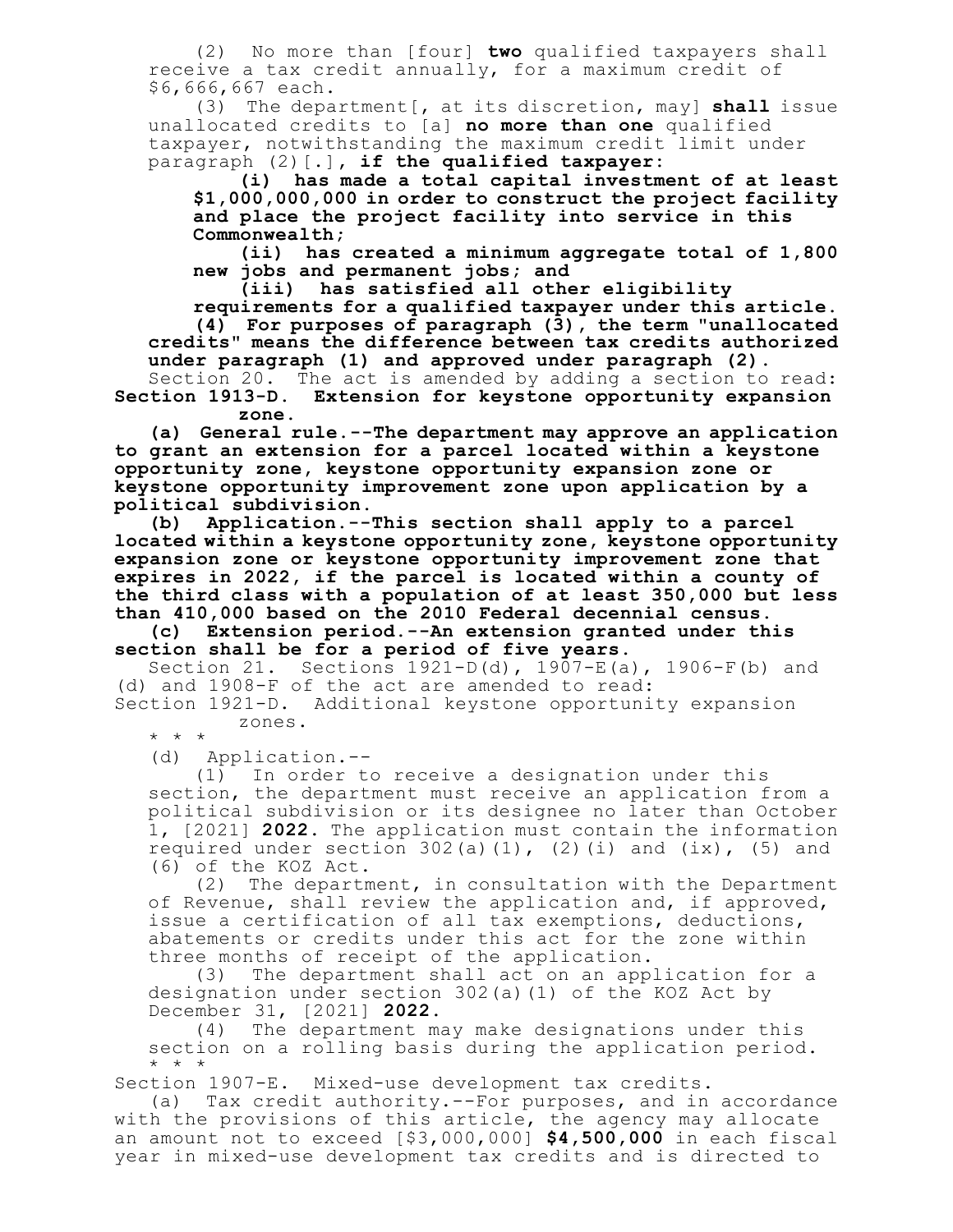(2) No more than [four] **two** qualified taxpayers shall receive a tax credit annually, for a maximum credit of $6,666,667 each.

(3) The department[, at its discretion, may] **shall** issue unallocated credits to [a] **no more than one** qualified taxpayer, notwithstanding the maximum credit limit under paragraph (2)[.]**, if the qualified taxpayer:**

**(i) has made a total capital investment of at least $1,000,000,000 in order to construct the project facility and place the project facility into service in this Commonwealth;**

**(ii) has created a minimum aggregate total of 1,800 new jobs and permanent jobs; and**

**(iii) has satisfied all other eligibility requirements for a qualified taxpayer under this article.**

**(4) For purposes of paragraph (3), the term "unallocated credits" means the difference between tax credits authorized under paragraph (1) and approved under paragraph (2).**

Section 20. The act is amended by adding a section to read:

**Section 1913-D. Extension for keystone opportunity expansion zone.**

**(a) General rule.--The department may approve an application to grant an extension for a parcel located within a keystone opportunity zone, keystone opportunity expansion zone or keystone opportunity improvement zone upon application by a political subdivision.**

**(b) Application.--This section shall apply to a parcel located within a keystone opportunity zone, keystone opportunity expansion zone or keystone opportunity improvement zone that expires in 2022, if the parcel is located within a county of the third class with a population of at least 350,000 but less than 410,000 based on the 2010 Federal decennial census.**

**(c) Extension period.--An extension granted under this section shall be for a period of five years.**

Section 21. Sections 1921-D(d), 1907-E(a), 1906-F(b) and (d) and 1908-F of the act are amended to read:

Section 1921-D. Additional keystone opportunity expansion zones.

* * *

(d) Application.--

(1) In order to receive a designation under this section, the department must receive an application from a political subdivision or its designee no later than October 1, [2021] **2022.** The application must contain the information required under section 302(a)(1), (2)(i) and (ix), (5) and (6) of the KOZ Act.

(2) The department, in consultation with the Department of Revenue, shall review the application and, if approved, issue a certification of all tax exemptions, deductions, abatements or credits under this act for the zone within three months of receipt of the application.

(3) The department shall act on an application for a designation under section 302(a)(1) of the KOZ Act by December 31, [2021] **2022.**

(4) The department may make designations under this section on a rolling basis during the application period.

* * *

Section 1907-E. Mixed-use development tax credits.

(a) Tax credit authority.--For purposes, and in accordance with the provisions of this article, the agency may allocate an amount not to exceed [$3,000,000] **$4,500,000** in each fiscal year in mixed-use development tax credits and is directed to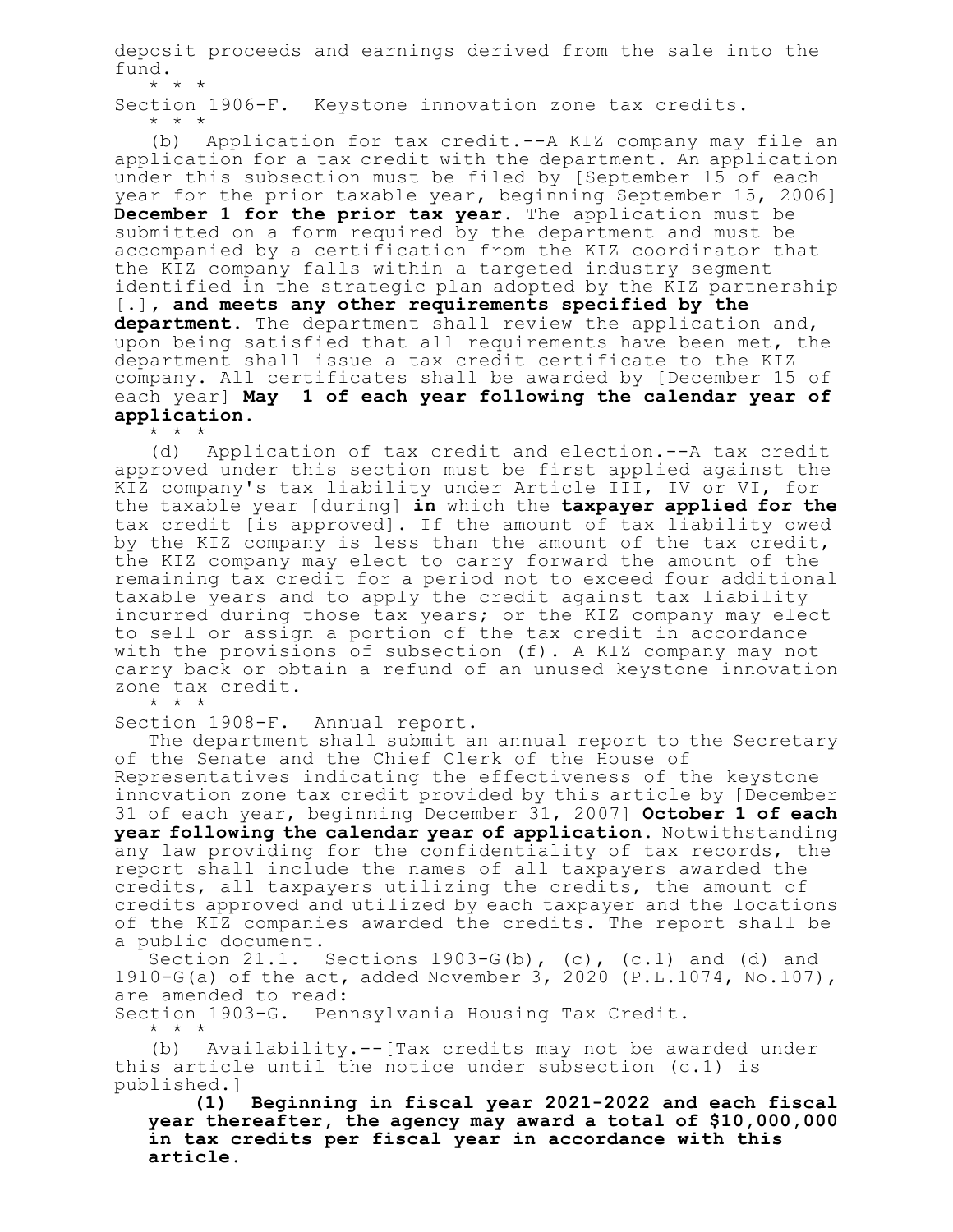deposit proceeds and earnings derived from the sale into the fund.

\* \* \*

Section 1906-F. Keystone innovation zone tax credits.

\* \* \*

(b) Application for tax credit.--A KIZ company may file an application for a tax credit with the department. An application under this subsection must be filed by [September 15 of each year for the prior taxable year, beginning September 15, 2006] **December 1 for the prior tax year.** The application must be submitted on a form required by the department and must be accompanied by a certification from the KIZ coordinator that the KIZ company falls within a targeted industry segment identified in the strategic plan adopted by the KIZ partnership [.], **and meets any other requirements specified by the department.** The department shall review the application and, upon being satisfied that all requirements have been met, the department shall issue a tax credit certificate to the KIZ company. All certificates shall be awarded by [December 15 of each year] **May 1 of each year following the calendar year of application.**

\* \* \*

(d) Application of tax credit and election.--A tax credit approved under this section must be first applied against the KIZ company's tax liability under Article III, IV or VI, for the taxable year [during] **in** which the **taxpayer applied for the** tax credit [is approved]. If the amount of tax liability owed by the KIZ company is less than the amount of the tax credit, the KIZ company may elect to carry forward the amount of the remaining tax credit for a period not to exceed four additional taxable years and to apply the credit against tax liability incurred during those tax years; or the KIZ company may elect to sell or assign a portion of the tax credit in accordance with the provisions of subsection (f). A KIZ company may not carry back or obtain a refund of an unused keystone innovation zone tax credit.

\* \* \*

Section 1908-F. Annual report.

The department shall submit an annual report to the Secretary of the Senate and the Chief Clerk of the House of Representatives indicating the effectiveness of the keystone innovation zone tax credit provided by this article by [December 31 of each year, beginning December 31, 2007] **October 1 of each year following the calendar year of application.** Notwithstanding any law providing for the confidentiality of tax records, the report shall include the names of all taxpayers awarded the credits, all taxpayers utilizing the credits, the amount of credits approved and utilized by each taxpayer and the locations of the KIZ companies awarded the credits. The report shall be a public document.

Section 21.1. Sections 1903-G(b), (c), (c.1) and (d) and 1910-G(a) of the act, added November 3, 2020 (P.L.1074, No.107), are amended to read:

Section 1903-G. Pennsylvania Housing Tax Credit.

\* \* \*

(b) Availability.--[Tax credits may not be awarded under this article until the notice under subsection (c.1) is published.]

**(1) Beginning in fiscal year 2021-2022 and each fiscal year thereafter, the agency may award a total of $10,000,000 in tax credits per fiscal year in accordance with this article.**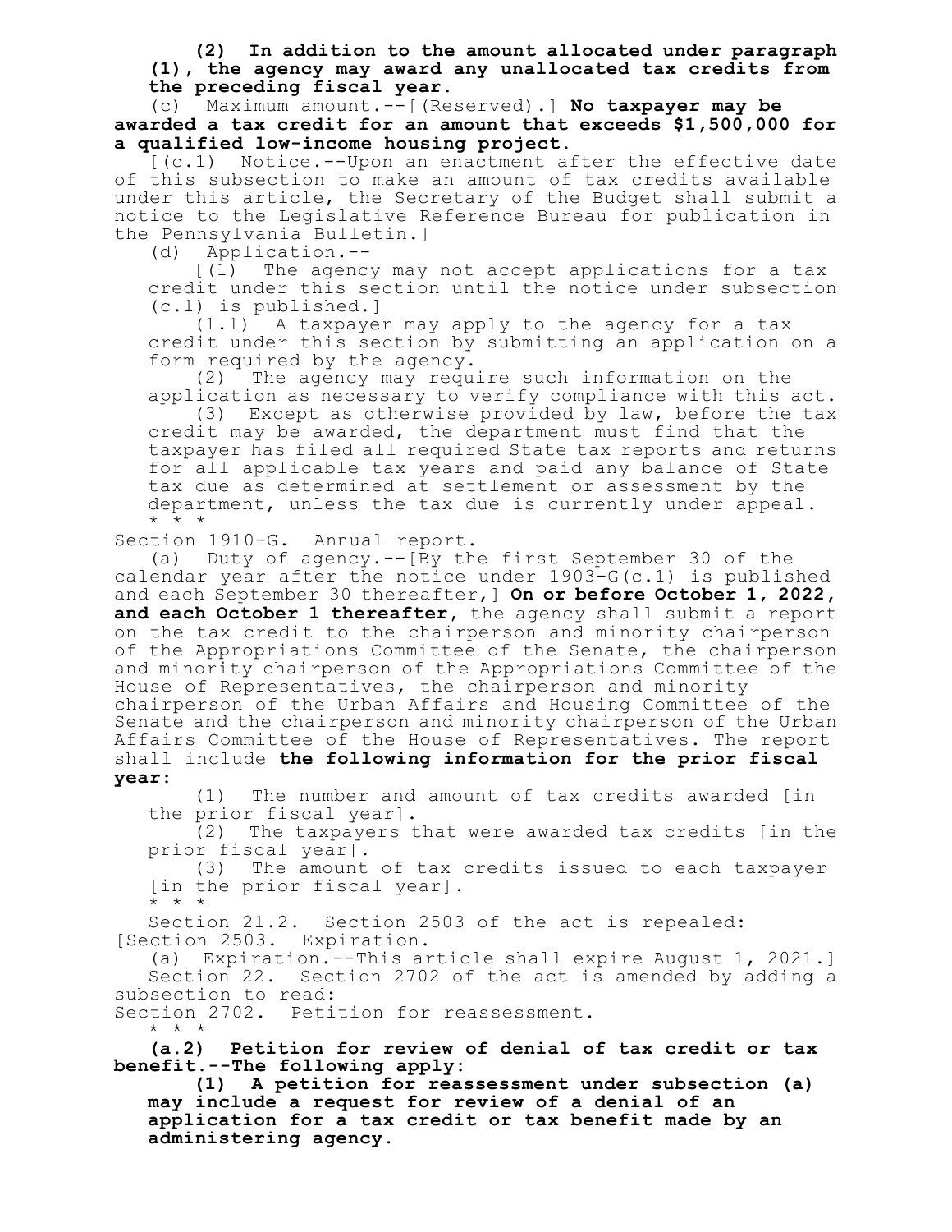**(2) In addition to the amount allocated under paragraph (1), the agency may award any unallocated tax credits from the preceding fiscal year.**

(c) Maximum amount.--[(Reserved).] **No taxpayer may be awarded a tax credit for an amount that exceeds $1,500,000 for a qualified low-income housing project.**

[(c.1) Notice.--Upon an enactment after the effective date of this subsection to make an amount of tax credits available under this article, the Secretary of the Budget shall submit a notice to the Legislative Reference Bureau for publication in the Pennsylvania Bulletin.]

(d) Application.--

[(1) The agency may not accept applications for a tax credit under this section until the notice under subsection (c.1) is published.]

(1.1) A taxpayer may apply to the agency for a tax credit under this section by submitting an application on a form required by the agency.

(2) The agency may require such information on the application as necessary to verify compliance with this act.

(3) Except as otherwise provided by law, before the tax credit may be awarded, the department must find that the taxpayer has filed all required State tax reports and returns for all applicable tax years and paid any balance of State tax due as determined at settlement or assessment by the department, unless the tax due is currently under appeal.

\* \* \*

Section 1910-G. Annual report.

(a) Duty of agency.--[By the first September 30 of the calendar year after the notice under 1903-G(c.1) is published and each September 30 thereafter,] **On or before October 1, 2022, and each October 1 thereafter,** the agency shall submit a report on the tax credit to the chairperson and minority chairperson of the Appropriations Committee of the Senate, the chairperson and minority chairperson of the Appropriations Committee of the House of Representatives, the chairperson and minority chairperson of the Urban Affairs and Housing Committee of the Senate and the chairperson and minority chairperson of the Urban Affairs Committee of the House of Representatives. The report shall include **the following information for the prior fiscal year:**

(1) The number and amount of tax credits awarded [in the prior fiscal year].

(2) The taxpayers that were awarded tax credits [in the prior fiscal year].

(3) The amount of tax credits issued to each taxpayer [in the prior fiscal year].

\* \* \*

Section 21.2. Section 2503 of the act is repealed:

[Section 2503. Expiration.

(a) Expiration.--This article shall expire August 1, 2021.]

Section 22. Section 2702 of the act is amended by adding a subsection to read:

Section 2702. Petition for reassessment.

\* \* \*

**(a.2) Petition for review of denial of tax credit or tax benefit.--The following apply:**

**(1) A petition for reassessment under subsection (a) may include a request for review of a denial of an application for a tax credit or tax benefit made by an administering agency.**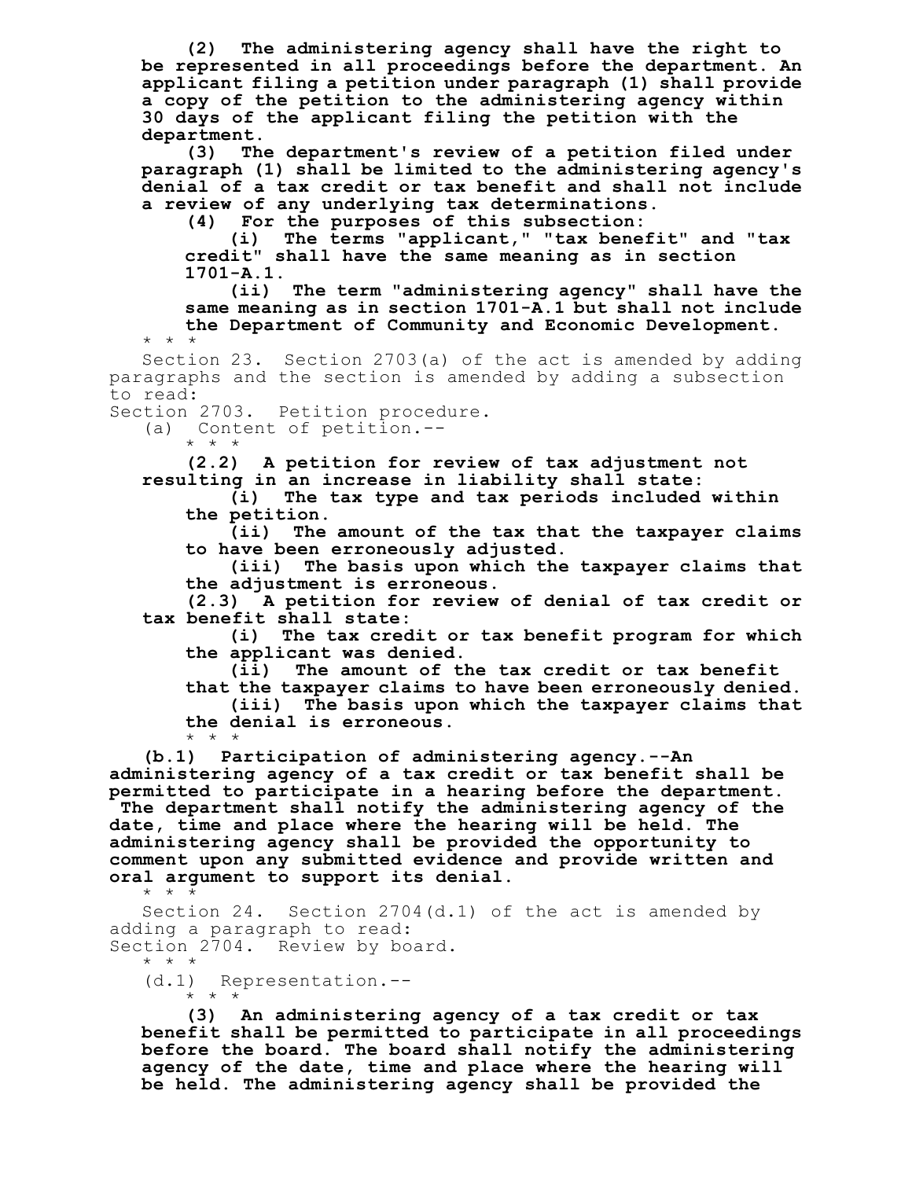**(2) The administering agency shall have the right to be represented in all proceedings before the department. An applicant filing a petition under paragraph (1) shall provide a copy of the petition to the administering agency within 30 days of the applicant filing the petition with the department.**

**(3) The department's review of a petition filed under paragraph (1) shall be limited to the administering agency's denial of a tax credit or tax benefit and shall not include a review of any underlying tax determinations.**

**(4) For the purposes of this subsection:**

**(i) The terms "applicant," "tax benefit" and "tax credit" shall have the same meaning as in section 1701-A.1.**

**(ii) The term "administering agency" shall have the same meaning as in section 1701-A.1 but shall not include the Department of Community and Economic Development.**

\* \* \*

Section 23. Section 2703(a) of the act is amended by adding paragraphs and the section is amended by adding a subsection to read:

Section 2703. Petition procedure.

(a) Content of petition.--

\* \* \*

**(2.2) A petition for review of tax adjustment not resulting in an increase in liability shall state:**

**(i) The tax type and tax periods included within the petition.**

**(ii) The amount of the tax that the taxpayer claims to have been erroneously adjusted.**

**(iii) The basis upon which the taxpayer claims that the adjustment is erroneous.**

**(2.3) A petition for review of denial of tax credit or tax benefit shall state:**

**(i) The tax credit or tax benefit program for which the applicant was denied.**

**(ii) The amount of the tax credit or tax benefit that the taxpayer claims to have been erroneously denied.**

**(iii) The basis upon which the taxpayer claims that the denial is erroneous.**

\* \* \*

**(b.1) Participation of administering agency.--An administering agency of a tax credit or tax benefit shall be permitted to participate in a hearing before the department. The department shall notify the administering agency of the date, time and place where the hearing will be held. The administering agency shall be provided the opportunity to comment upon any submitted evidence and provide written and oral argument to support its denial.**

\* \* \*

Section 24. Section 2704(d.1) of the act is amended by adding a paragraph to read:

Section 2704. Review by board.

\* \* \*

(d.1) Representation.--

\* \* \*

**(3) An administering agency of a tax credit or tax benefit shall be permitted to participate in all proceedings before the board. The board shall notify the administering agency of the date, time and place where the hearing will be held. The administering agency shall be provided the**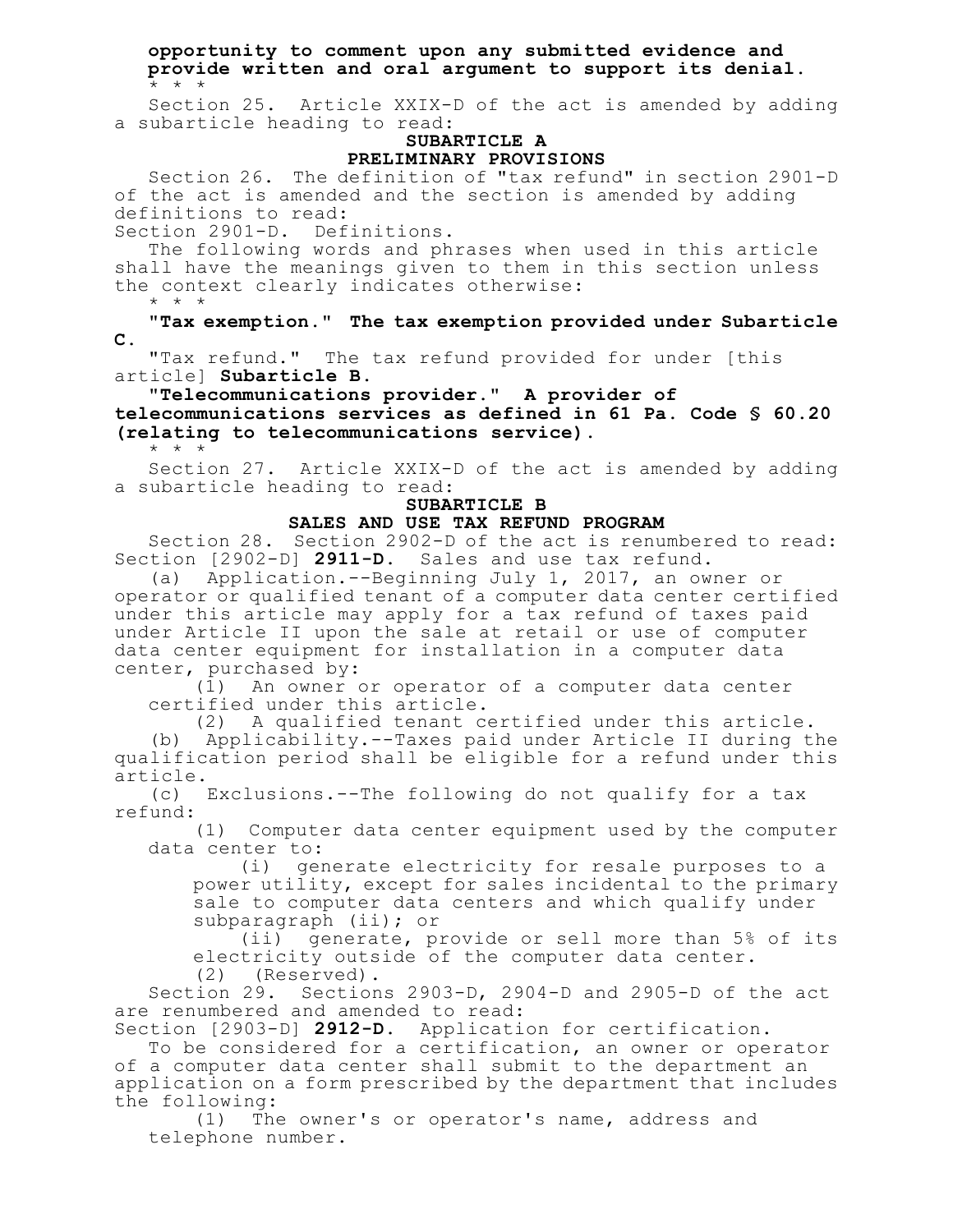**opportunity to comment upon any submitted evidence and provide written and oral argument to support its denial.**

* * *

Section 25. Article XXIX-D of the act is amended by adding a subarticle heading to read:

**SUBARTICLE A**
**PRELIMINARY PROVISIONS**

Section 26. The definition of "tax refund" in section 2901-D of the act is amended and the section is amended by adding definitions to read:

Section 2901-D. Definitions.

The following words and phrases when used in this article shall have the meanings given to them in this section unless the context clearly indicates otherwise:

* * *

**"Tax exemption." The tax exemption provided under Subarticle C.**

"Tax refund." The tax refund provided for under [this article] **Subarticle B.**

**"Telecommunications provider." A provider of telecommunications services as defined in 61 Pa. Code § 60.20 (relating to telecommunications service).**

* * *

Section 27. Article XXIX-D of the act is amended by adding a subarticle heading to read:

**SUBARTICLE B**
**SALES AND USE TAX REFUND PROGRAM**

Section 28. Section 2902-D of the act is renumbered to read:

Section [2902-D] **2911-D.** Sales and use tax refund.

(a) Application.--Beginning July 1, 2017, an owner or operator or qualified tenant of a computer data center certified under this article may apply for a tax refund of taxes paid under Article II upon the sale at retail or use of computer data center equipment for installation in a computer data center, purchased by:

(1) An owner or operator of a computer data center certified under this article.

(2) A qualified tenant certified under this article.

(b) Applicability.--Taxes paid under Article II during the qualification period shall be eligible for a refund under this article.

(c) Exclusions.--The following do not qualify for a tax refund:

(1) Computer data center equipment used by the computer data center to:

(i) generate electricity for resale purposes to a power utility, except for sales incidental to the primary sale to computer data centers and which qualify under subparagraph (ii); or

(ii) generate, provide or sell more than 5% of its electricity outside of the computer data center.

(2) (Reserved).

Section 29. Sections 2903-D, 2904-D and 2905-D of the act are renumbered and amended to read:

Section [2903-D] **2912-D.** Application for certification.

To be considered for a certification, an owner or operator of a computer data center shall submit to the department an application on a form prescribed by the department that includes the following:

(1) The owner's or operator's name, address and telephone number.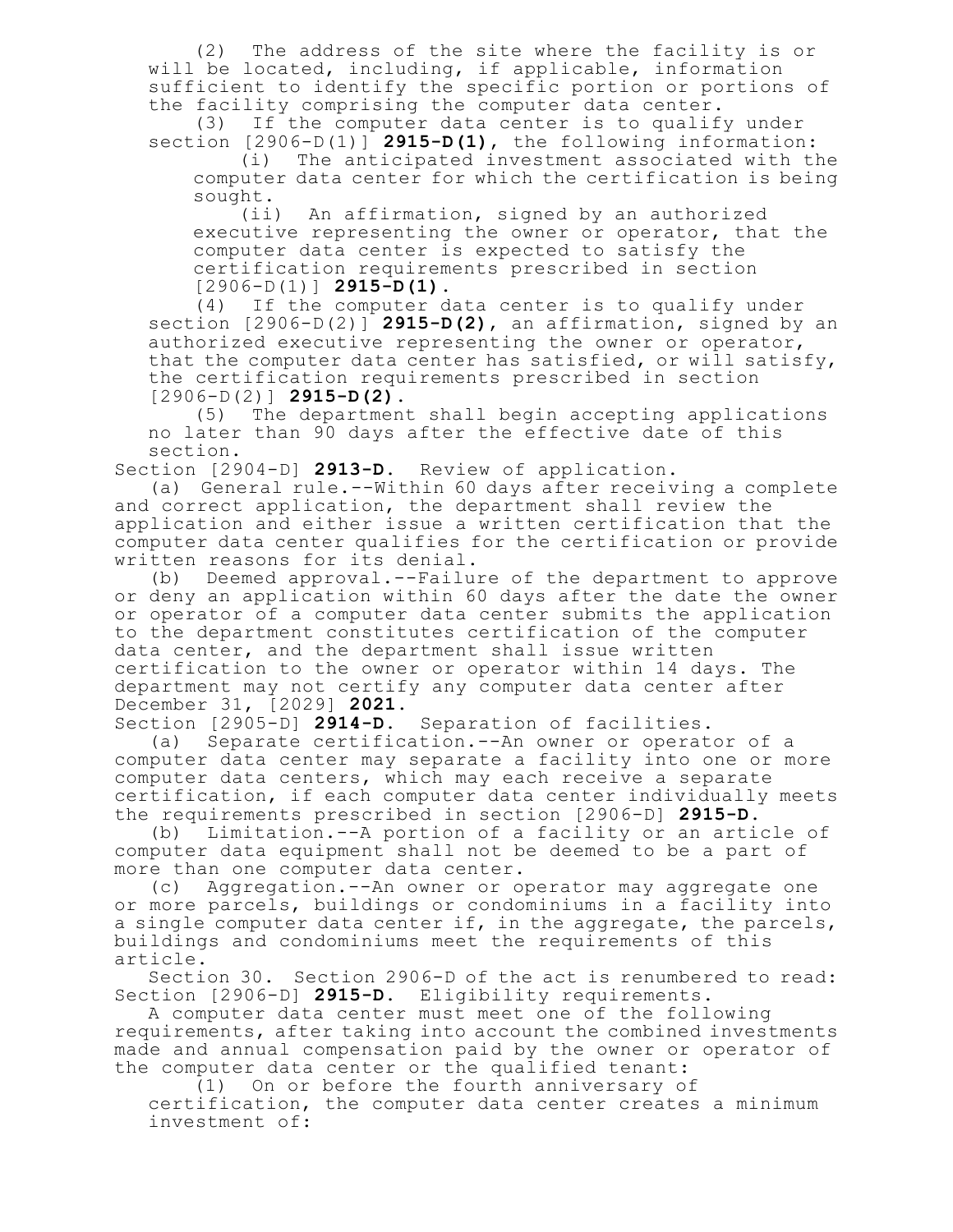(2) The address of the site where the facility is or will be located, including, if applicable, information sufficient to identify the specific portion or portions of the facility comprising the computer data center.

(3) If the computer data center is to qualify under section [2906-D(1)] **2915-D(1)**, the following information:

(i) The anticipated investment associated with the computer data center for which the certification is being sought.

(ii) An affirmation, signed by an authorized executive representing the owner or operator, that the computer data center is expected to satisfy the certification requirements prescribed in section [2906-D(1)] **2915-D(1)**.

(4) If the computer data center is to qualify under section [2906-D(2)] **2915-D(2)**, an affirmation, signed by an authorized executive representing the owner or operator, that the computer data center has satisfied, or will satisfy, the certification requirements prescribed in section [2906-D(2)] **2915-D(2)**.

(5) The department shall begin accepting applications no later than 90 days after the effective date of this section.

Section [2904-D] **2913-D.** Review of application.

(a) General rule.--Within 60 days after receiving a complete and correct application, the department shall review the application and either issue a written certification that the computer data center qualifies for the certification or provide written reasons for its denial.

(b) Deemed approval.--Failure of the department to approve or deny an application within 60 days after the date the owner or operator of a computer data center submits the application to the department constitutes certification of the computer data center, and the department shall issue written certification to the owner or operator within 14 days. The department may not certify any computer data center after December 31, [2029] **2021.**

Section [2905-D] **2914-D.** Separation of facilities.

(a) Separate certification.--An owner or operator of a computer data center may separate a facility into one or more computer data centers, which may each receive a separate certification, if each computer data center individually meets the requirements prescribed in section [2906-D] **2915-D.**

(b) Limitation.--A portion of a facility or an article of computer data equipment shall not be deemed to be a part of more than one computer data center.

(c) Aggregation.--An owner or operator may aggregate one or more parcels, buildings or condominiums in a facility into a single computer data center if, in the aggregate, the parcels, buildings and condominiums meet the requirements of this article.

Section 30. Section 2906-D of the act is renumbered to read:

Section [2906-D] **2915-D.** Eligibility requirements.

A computer data center must meet one of the following requirements, after taking into account the combined investments made and annual compensation paid by the owner or operator of the computer data center or the qualified tenant:

(1) On or before the fourth anniversary of certification, the computer data center creates a minimum investment of: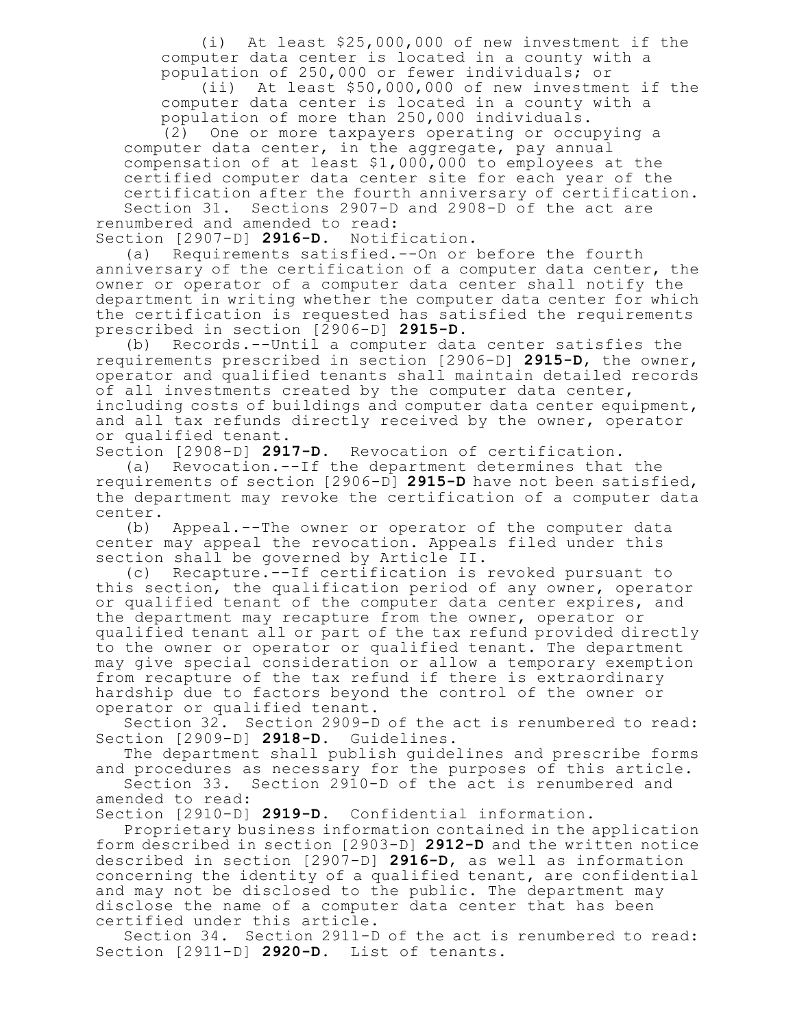(i) At least $25,000,000 of new investment if the computer data center is located in a county with a population of 250,000 or fewer individuals; or

(ii) At least $50,000,000 of new investment if the computer data center is located in a county with a population of more than 250,000 individuals.

(2) One or more taxpayers operating or occupying a computer data center, in the aggregate, pay annual compensation of at least $1,000,000 to employees at the certified computer data center site for each year of the certification after the fourth anniversary of certification.

Section 31. Sections 2907-D and 2908-D of the act are renumbered and amended to read:

Section [2907-D] **2916-D.** Notification.

(a) Requirements satisfied.--On or before the fourth anniversary of the certification of a computer data center, the owner or operator of a computer data center shall notify the department in writing whether the computer data center for which the certification is requested has satisfied the requirements prescribed in section [2906-D] **2915-D**.

(b) Records.--Until a computer data center satisfies the requirements prescribed in section [2906-D] **2915-D**, the owner, operator and qualified tenants shall maintain detailed records of all investments created by the computer data center, including costs of buildings and computer data center equipment, and all tax refunds directly received by the owner, operator or qualified tenant.

Section [2908-D] **2917-D.** Revocation of certification.

(a) Revocation.--If the department determines that the requirements of section [2906-D] **2915-D** have not been satisfied, the department may revoke the certification of a computer data center.

(b) Appeal.--The owner or operator of the computer data center may appeal the revocation. Appeals filed under this section shall be governed by Article II.

(c) Recapture.--If certification is revoked pursuant to this section, the qualification period of any owner, operator or qualified tenant of the computer data center expires, and the department may recapture from the owner, operator or qualified tenant all or part of the tax refund provided directly to the owner or operator or qualified tenant. The department may give special consideration or allow a temporary exemption from recapture of the tax refund if there is extraordinary hardship due to factors beyond the control of the owner or operator or qualified tenant.

Section 32. Section 2909-D of the act is renumbered to read:

Section [2909-D] **2918-D.** Guidelines.

The department shall publish guidelines and prescribe forms and procedures as necessary for the purposes of this article.

Section 33. Section 2910-D of the act is renumbered and amended to read:

Section [2910-D] **2919-D.** Confidential information.

Proprietary business information contained in the application form described in section [2903-D] **2912-D** and the written notice described in section [2907-D] **2916-D**, as well as information concerning the identity of a qualified tenant, are confidential and may not be disclosed to the public. The department may disclose the name of a computer data center that has been certified under this article.

Section 34. Section 2911-D of the act is renumbered to read:

Section [2911-D] **2920-D.** List of tenants.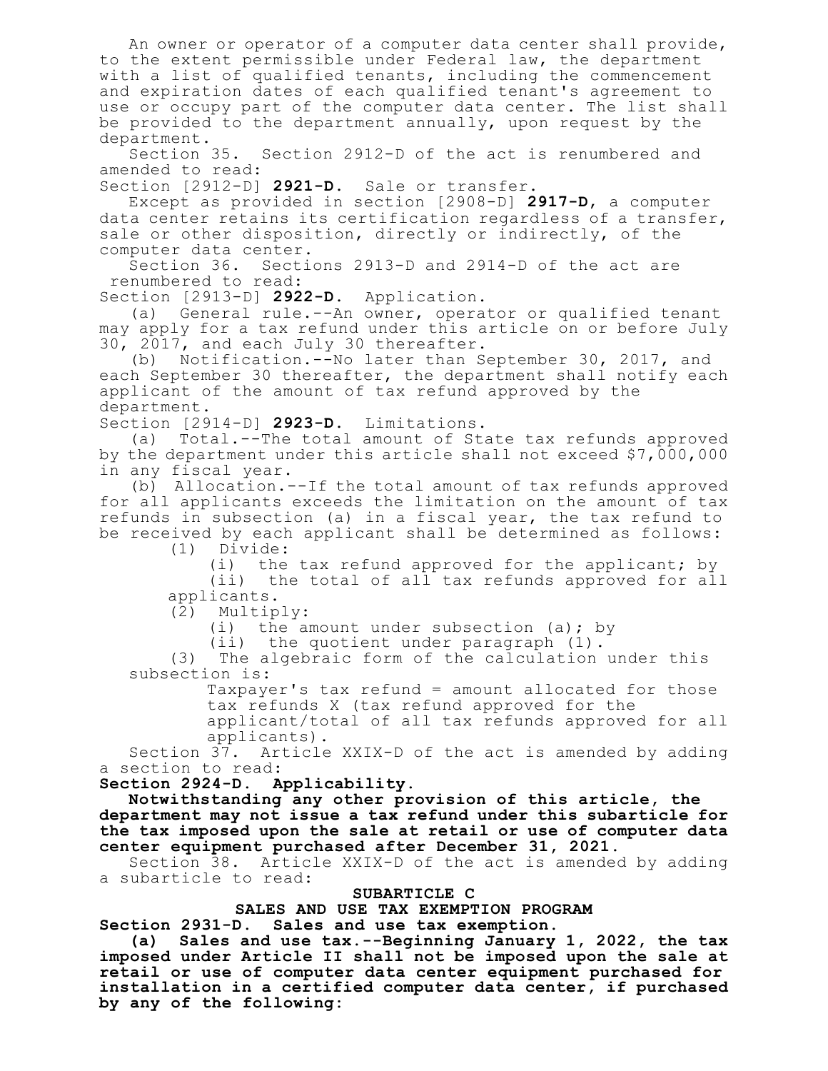An owner or operator of a computer data center shall provide, to the extent permissible under Federal law, the department with a list of qualified tenants, including the commencement and expiration dates of each qualified tenant's agreement to use or occupy part of the computer data center. The list shall be provided to the department annually, upon request by the department.

Section 35. Section 2912-D of the act is renumbered and amended to read:

Section [2912-D] **2921-D.** Sale or transfer.

Except as provided in section [2908-D] **2917-D**, a computer data center retains its certification regardless of a transfer, sale or other disposition, directly or indirectly, of the computer data center.

Section 36. Sections 2913-D and 2914-D of the act are renumbered to read:

Section [2913-D] **2922-D.** Application.

(a) General rule.--An owner, operator or qualified tenant may apply for a tax refund under this article on or before July 30, 2017, and each July 30 thereafter.

(b) Notification.--No later than September 30, 2017, and each September 30 thereafter, the department shall notify each applicant of the amount of tax refund approved by the department.

Section [2914-D] **2923-D.** Limitations.

(a) Total.--The total amount of State tax refunds approved by the department under this article shall not exceed $7,000,000 in any fiscal year.

(b) Allocation.--If the total amount of tax refunds approved for all applicants exceeds the limitation on the amount of tax refunds in subsection (a) in a fiscal year, the tax refund to be received by each applicant shall be determined as follows:

(1) Divide:

(i) the tax refund approved for the applicant; by

(ii) the total of all tax refunds approved for all applicants.

(2) Multiply:

(i) the amount under subsection (a); by

(ii) the quotient under paragraph (1).

(3) The algebraic form of the calculation under this subsection is:

Taxpayer's tax refund = amount allocated for those tax refunds X (tax refund approved for the applicant/total of all tax refunds approved for all applicants).

Section 37. Article XXIX-D of the act is amended by adding a section to read:

**Section 2924-D. Applicability.**

**Notwithstanding any other provision of this article, the department may not issue a tax refund under this subarticle for the tax imposed upon the sale at retail or use of computer data center equipment purchased after December 31, 2021.**

Section 38. Article XXIX-D of the act is amended by adding a subarticle to read:

**SUBARTICLE C**

**SALES AND USE TAX EXEMPTION PROGRAM**

**Section 2931-D. Sales and use tax exemption.**

**(a) Sales and use tax.--Beginning January 1, 2022, the tax imposed under Article II shall not be imposed upon the sale at retail or use of computer data center equipment purchased for installation in a certified computer data center, if purchased by any of the following:**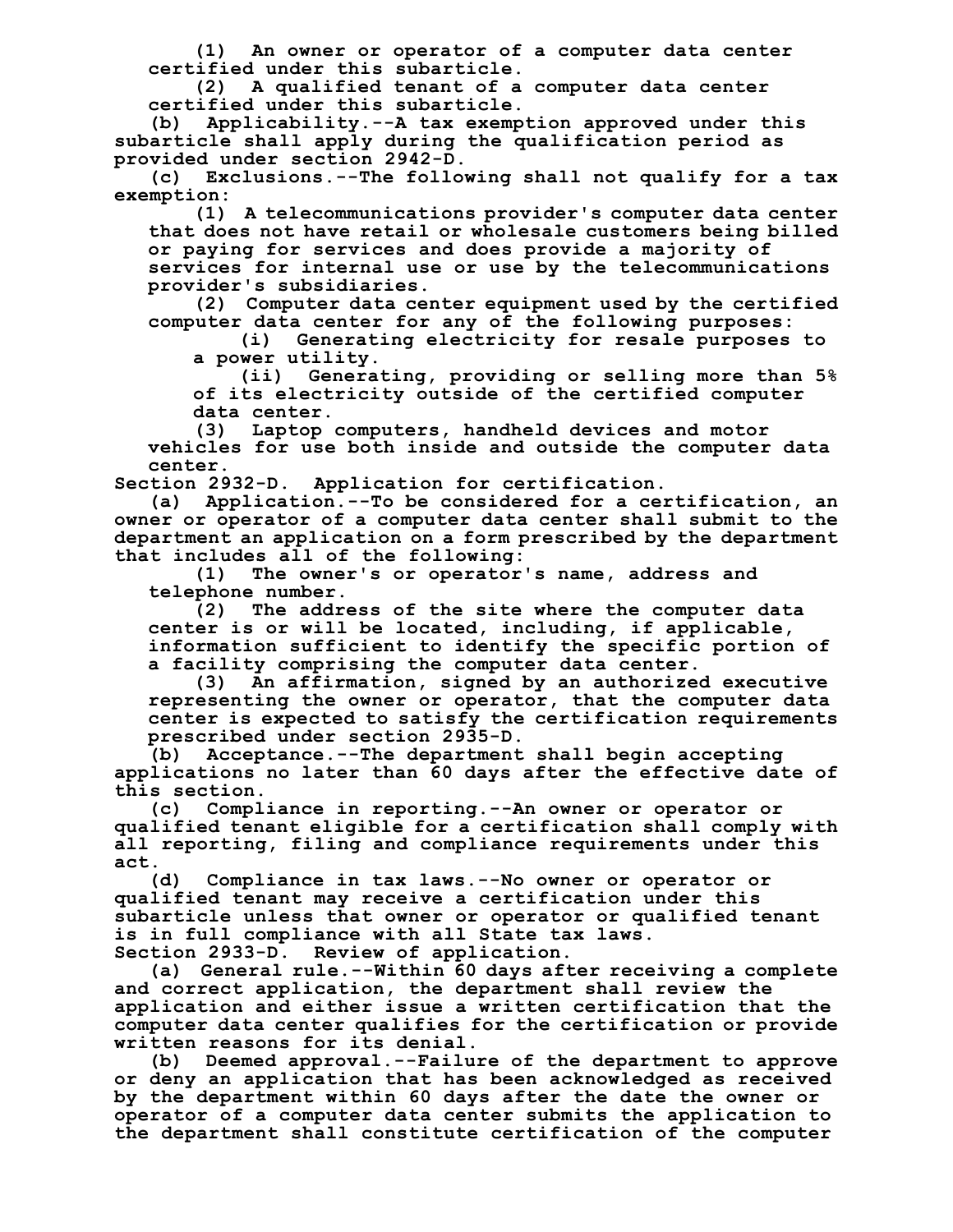(1) An owner or operator of a computer data center certified under this subarticle.

(2) A qualified tenant of a computer data center certified under this subarticle.

(b) Applicability.--A tax exemption approved under this subarticle shall apply during the qualification period as provided under section 2942-D.

(c) Exclusions.--The following shall not qualify for a tax exemption:

(1) A telecommunications provider's computer data center that does not have retail or wholesale customers being billed or paying for services and does provide a majority of services for internal use or use by the telecommunications provider's subsidiaries.

(2) Computer data center equipment used by the certified computer data center for any of the following purposes:

(i) Generating electricity for resale purposes to a power utility.

(ii) Generating, providing or selling more than 5% of its electricity outside of the certified computer data center.

(3) Laptop computers, handheld devices and motor vehicles for use both inside and outside the computer data center.

Section 2932-D. Application for certification.

(a) Application.--To be considered for a certification, an owner or operator of a computer data center shall submit to the department an application on a form prescribed by the department that includes all of the following:

(1) The owner's or operator's name, address and telephone number.

(2) The address of the site where the computer data center is or will be located, including, if applicable, information sufficient to identify the specific portion of a facility comprising the computer data center.

(3) An affirmation, signed by an authorized executive representing the owner or operator, that the computer data center is expected to satisfy the certification requirements prescribed under section 2935-D.

(b) Acceptance.--The department shall begin accepting applications no later than 60 days after the effective date of this section.

(c) Compliance in reporting.--An owner or operator or qualified tenant eligible for a certification shall comply with all reporting, filing and compliance requirements under this act.

(d) Compliance in tax laws.--No owner or operator or qualified tenant may receive a certification under this subarticle unless that owner or operator or qualified tenant is in full compliance with all State tax laws.

Section 2933-D. Review of application.

(a) General rule.--Within 60 days after receiving a complete and correct application, the department shall review the application and either issue a written certification that the computer data center qualifies for the certification or provide written reasons for its denial.

(b) Deemed approval.--Failure of the department to approve or deny an application that has been acknowledged as received by the department within 60 days after the date the owner or operator of a computer data center submits the application to the department shall constitute certification of the computer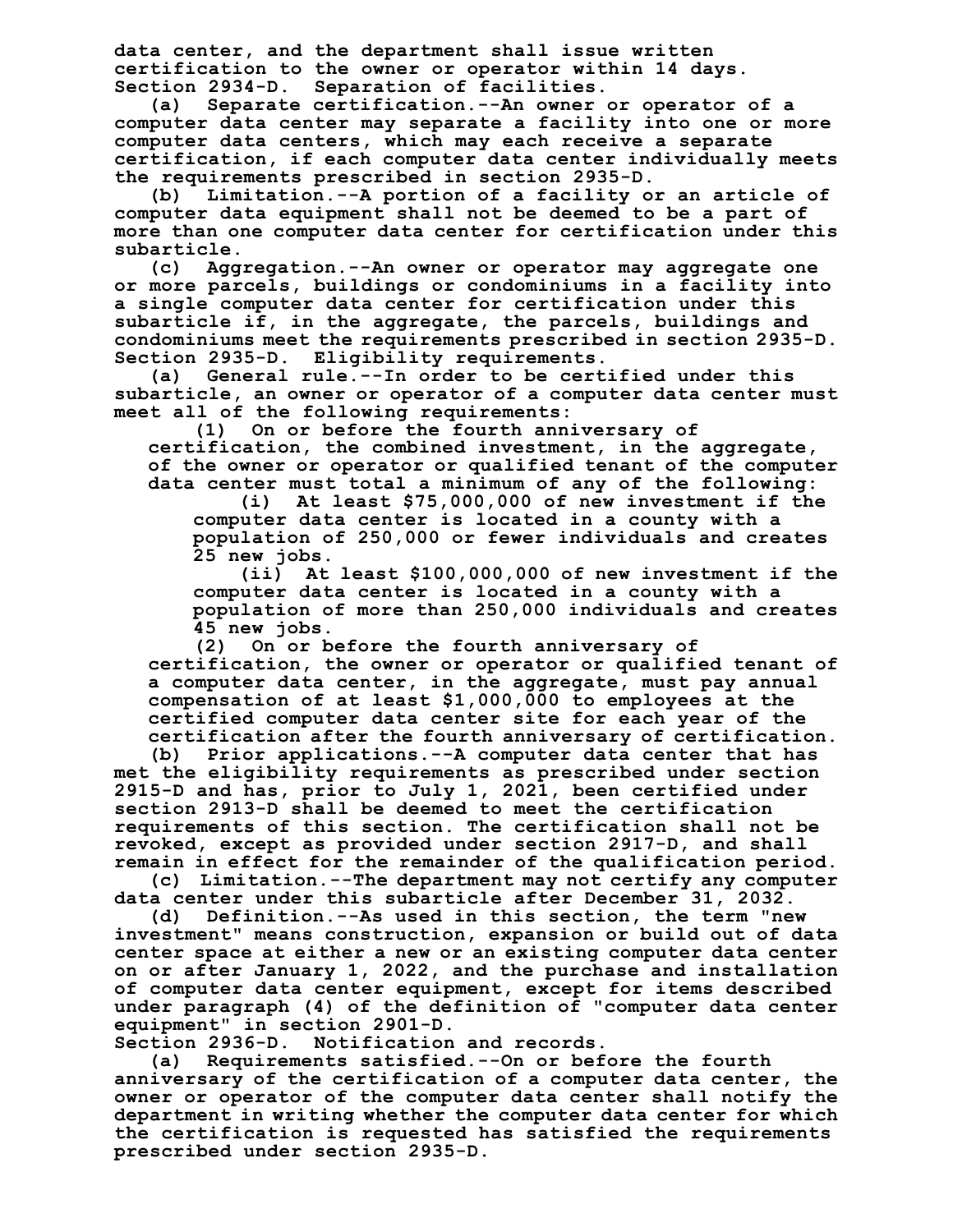data center, and the department shall issue written certification to the owner or operator within 14 days.

Section 2934-D. Separation of facilities.

(a) Separate certification.--An owner or operator of a computer data center may separate a facility into one or more computer data centers, which may each receive a separate certification, if each computer data center individually meets the requirements prescribed in section 2935-D.

(b) Limitation.--A portion of a facility or an article of computer data equipment shall not be deemed to be a part of more than one computer data center for certification under this subarticle.

(c) Aggregation.--An owner or operator may aggregate one or more parcels, buildings or condominiums in a facility into a single computer data center for certification under this subarticle if, in the aggregate, the parcels, buildings and condominiums meet the requirements prescribed in section 2935-D.

Section 2935-D. Eligibility requirements.

(a) General rule.--In order to be certified under this subarticle, an owner or operator of a computer data center must meet all of the following requirements:

(1) On or before the fourth anniversary of certification, the combined investment, in the aggregate, of the owner or operator or qualified tenant of the computer data center must total a minimum of any of the following:

(i) At least $75,000,000 of new investment if the computer data center is located in a county with a population of 250,000 or fewer individuals and creates 25 new jobs.

(ii) At least $100,000,000 of new investment if the computer data center is located in a county with a population of more than 250,000 individuals and creates 45 new jobs.

(2) On or before the fourth anniversary of certification, the owner or operator or qualified tenant of a computer data center, in the aggregate, must pay annual compensation of at least $1,000,000 to employees at the certified computer data center site for each year of the certification after the fourth anniversary of certification.

(b) Prior applications.--A computer data center that has met the eligibility requirements as prescribed under section 2915-D and has, prior to July 1, 2021, been certified under section 2913-D shall be deemed to meet the certification requirements of this section. The certification shall not be revoked, except as provided under section 2917-D, and shall remain in effect for the remainder of the qualification period.

(c) Limitation.--The department may not certify any computer data center under this subarticle after December 31, 2032.

(d) Definition.--As used in this section, the term "new investment" means construction, expansion or build out of data center space at either a new or an existing computer data center on or after January 1, 2022, and the purchase and installation of computer data center equipment, except for items described under paragraph (4) of the definition of "computer data center equipment" in section 2901-D.

Section 2936-D. Notification and records.

(a) Requirements satisfied.--On or before the fourth anniversary of the certification of a computer data center, the owner or operator of the computer data center shall notify the department in writing whether the computer data center for which the certification is requested has satisfied the requirements prescribed under section 2935-D.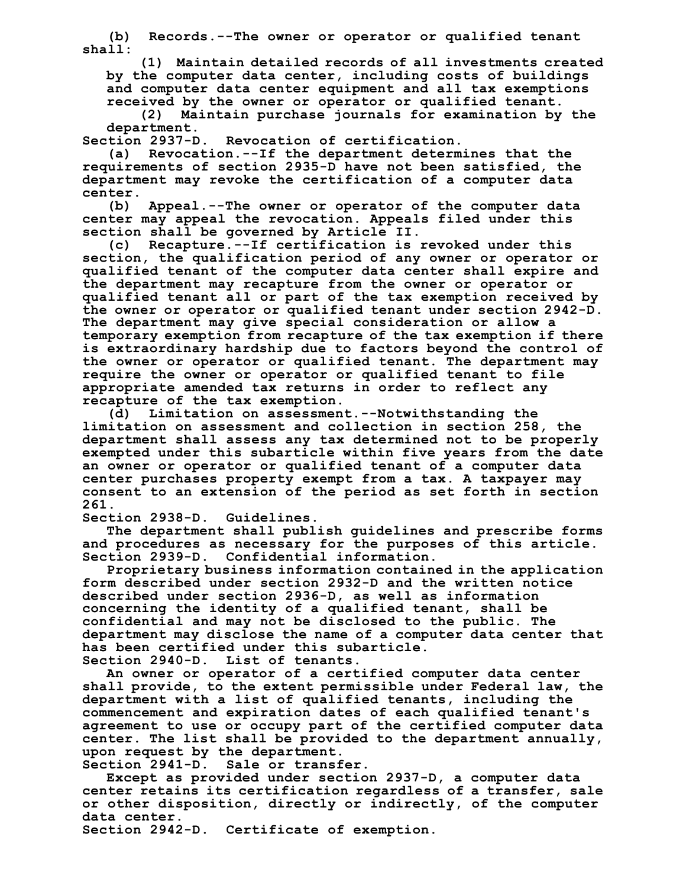(b) Records.--The owner or operator or qualified tenant shall:

(1) Maintain detailed records of all investments created by the computer data center, including costs of buildings and computer data center equipment and all tax exemptions received by the owner or operator or qualified tenant.

(2) Maintain purchase journals for examination by the department.

Section 2937-D. Revocation of certification.

(a) Revocation.--If the department determines that the requirements of section 2935-D have not been satisfied, the department may revoke the certification of a computer data center.

(b) Appeal.--The owner or operator of the computer data center may appeal the revocation. Appeals filed under this section shall be governed by Article II.

(c) Recapture.--If certification is revoked under this section, the qualification period of any owner or operator or qualified tenant of the computer data center shall expire and the department may recapture from the owner or operator or qualified tenant all or part of the tax exemption received by the owner or operator or qualified tenant under section 2942-D. The department may give special consideration or allow a temporary exemption from recapture of the tax exemption if there is extraordinary hardship due to factors beyond the control of the owner or operator or qualified tenant. The department may require the owner or operator or qualified tenant to file appropriate amended tax returns in order to reflect any recapture of the tax exemption.

(d) Limitation on assessment.--Notwithstanding the limitation on assessment and collection in section 258, the department shall assess any tax determined not to be properly exempted under this subarticle within five years from the date an owner or operator or qualified tenant of a computer data center purchases property exempt from a tax. A taxpayer may consent to an extension of the period as set forth in section 261.

Section 2938-D. Guidelines.

The department shall publish guidelines and prescribe forms and procedures as necessary for the purposes of this article.

Section 2939-D. Confidential information.

Proprietary business information contained in the application form described under section 2932-D and the written notice described under section 2936-D, as well as information concerning the identity of a qualified tenant, shall be confidential and may not be disclosed to the public. The department may disclose the name of a computer data center that has been certified under this subarticle.

Section 2940-D. List of tenants.

An owner or operator of a certified computer data center shall provide, to the extent permissible under Federal law, the department with a list of qualified tenants, including the commencement and expiration dates of each qualified tenant's agreement to use or occupy part of the certified computer data center. The list shall be provided to the department annually, upon request by the department.

Section 2941-D. Sale or transfer.

Except as provided under section 2937-D, a computer data center retains its certification regardless of a transfer, sale or other disposition, directly or indirectly, of the computer data center.

Section 2942-D. Certificate of exemption.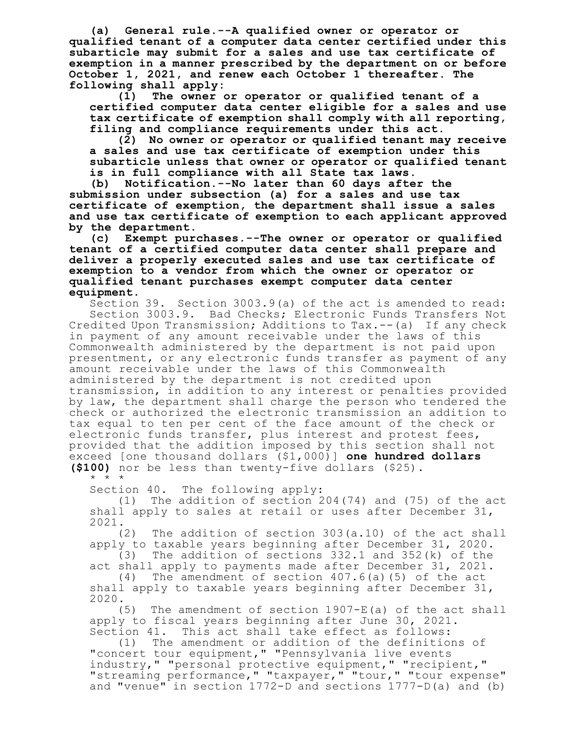**(a) General rule.--A qualified owner or operator or qualified tenant of a computer data center certified under this subarticle may submit for a sales and use tax certificate of exemption in a manner prescribed by the department on or before October 1, 2021, and renew each October 1 thereafter. The following shall apply:**

**(1) The owner or operator or qualified tenant of a certified computer data center eligible for a sales and use tax certificate of exemption shall comply with all reporting, filing and compliance requirements under this act.**

**(2) No owner or operator or qualified tenant may receive a sales and use tax certificate of exemption under this subarticle unless that owner or operator or qualified tenant is in full compliance with all State tax laws.**

**(b) Notification.--No later than 60 days after the submission under subsection (a) for a sales and use tax certificate of exemption, the department shall issue a sales and use tax certificate of exemption to each applicant approved by the department.**

**(c) Exempt purchases.--The owner or operator or qualified tenant of a certified computer data center shall prepare and deliver a properly executed sales and use tax certificate of exemption to a vendor from which the owner or operator or qualified tenant purchases exempt computer data center equipment.**

Section 39. Section 3003.9(a) of the act is amended to read:

Section 3003.9. Bad Checks; Electronic Funds Transfers Not Credited Upon Transmission; Additions to Tax.--(a) If any check in payment of any amount receivable under the laws of this Commonwealth administered by the department is not paid upon presentment, or any electronic funds transfer as payment of any amount receivable under the laws of this Commonwealth administered by the department is not credited upon transmission, in addition to any interest or penalties provided by law, the department shall charge the person who tendered the check or authorized the electronic transmission an addition to tax equal to ten per cent of the face amount of the check or electronic funds transfer, plus interest and protest fees, provided that the addition imposed by this section shall not exceed [one thousand dollars ($1,000)] **one hundred dollars ($100)** nor be less than twenty-five dollars ($25).

\* \* \*

Section 40. The following apply:

(1) The addition of section 204(74) and (75) of the act shall apply to sales at retail or uses after December 31, 2021.

(2) The addition of section 303(a.10) of the act shall apply to taxable years beginning after December 31, 2020.

(3) The addition of sections 332.1 and 352(k) of the act shall apply to payments made after December 31, 2021.

(4) The amendment of section 407.6(a)(5) of the act shall apply to taxable years beginning after December 31, 2020.

(5) The amendment of section 1907-E(a) of the act shall apply to fiscal years beginning after June 30, 2021.

Section 41. This act shall take effect as follows:

(1) The amendment or addition of the definitions of "concert tour equipment," "Pennsylvania live events industry," "personal protective equipment," "recipient," "streaming performance," "taxpayer," "tour," "tour expense" and "venue" in section 1772-D and sections 1777-D(a) and (b)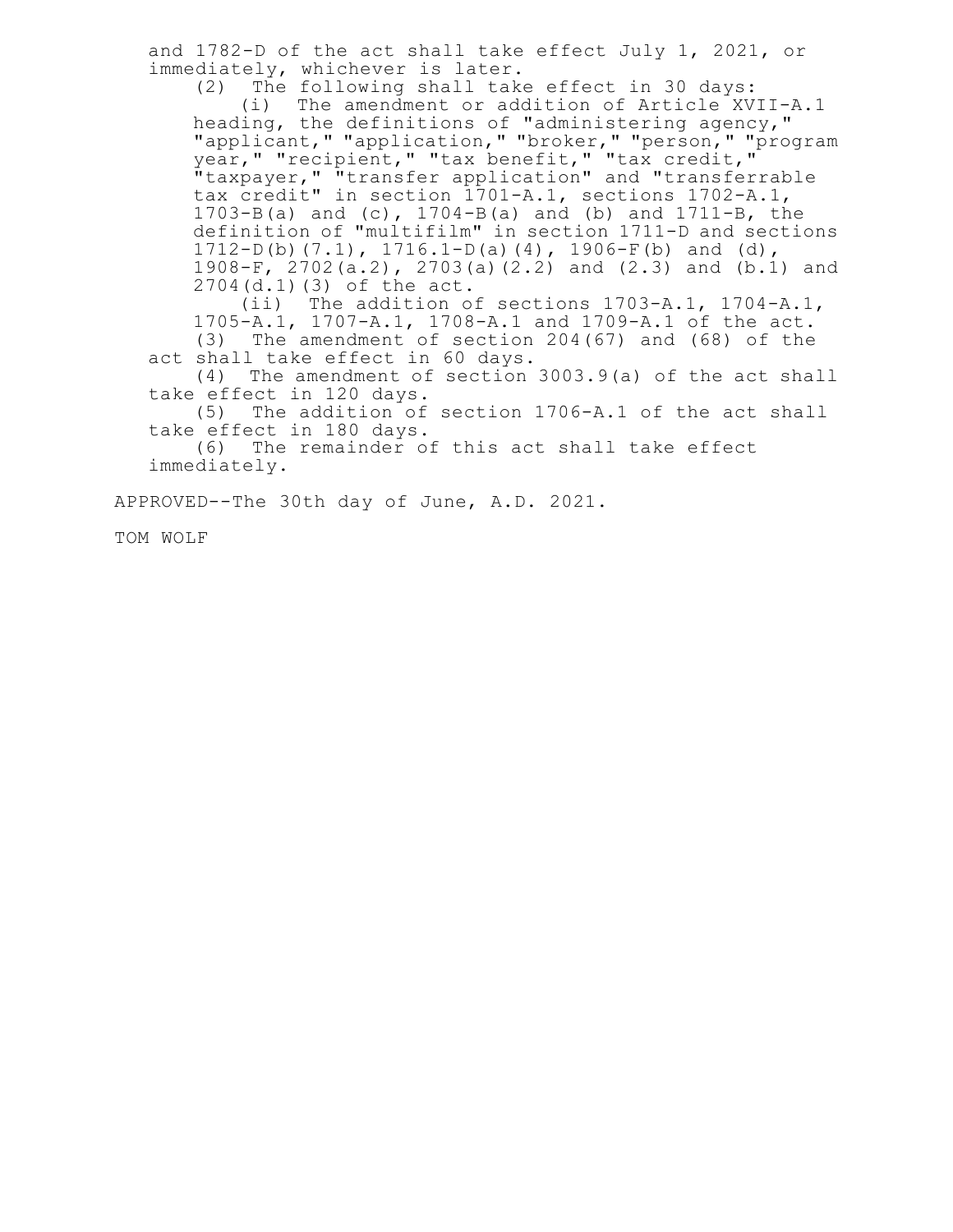and 1782-D of the act shall take effect July 1, 2021, or immediately, whichever is later.

(2) The following shall take effect in 30 days:

(i) The amendment or addition of Article XVII-A.1 heading, the definitions of "administering agency," "applicant," "application," "broker," "person," "program year," "recipient," "tax benefit," "tax credit," "taxpayer," "transfer application" and "transferrable tax credit" in section 1701-A.1, sections 1702-A.1, 1703-B(a) and (c), 1704-B(a) and (b) and 1711-B, the definition of "multifilm" in section 1711-D and sections 1712-D(b)(7.1), 1716.1-D(a)(4), 1906-F(b) and (d), 1908-F, 2702(a.2), 2703(a)(2.2) and (2.3) and (b.1) and 2704(d.1)(3) of the act.

(ii) The addition of sections 1703-A.1, 1704-A.1, 1705-A.1, 1707-A.1, 1708-A.1 and 1709-A.1 of the act.

(3) The amendment of section 204(67) and (68) of the act shall take effect in 60 days.

(4) The amendment of section 3003.9(a) of the act shall take effect in 120 days.

(5) The addition of section 1706-A.1 of the act shall take effect in 180 days.

(6) The remainder of this act shall take effect immediately.

APPROVED--The 30th day of June, A.D. 2021.

TOM WOLF